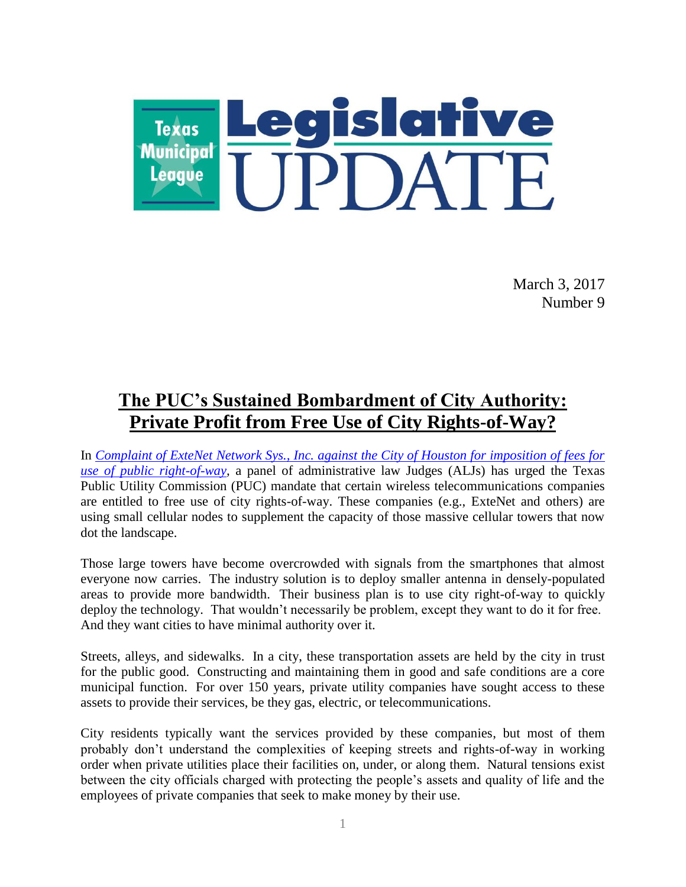Texas Municipal League Legislative UPDATE

March 3, 2017
Number 9

# The PUC's Sustained Bombardment of City Authority: Private Profit from Free Use of City Rights-of-Way?

In *Complaint of ExteNet Network Sys., Inc. against the City of Houston for imposition of fees for use of public right-of-way*, a panel of administrative law Judges (ALJs) has urged the Texas Public Utility Commission (PUC) mandate that certain wireless telecommunications companies are entitled to free use of city rights-of-way. These companies (e.g., ExteNet and others) are using small cellular nodes to supplement the capacity of those massive cellular towers that now dot the landscape.

Those large towers have become overcrowded with signals from the smartphones that almost everyone now carries. The industry solution is to deploy smaller antenna in densely-populated areas to provide more bandwidth. Their business plan is to use city right-of-way to quickly deploy the technology. That wouldn't necessarily be problem, except they want to do it for free. And they want cities to have minimal authority over it.

Streets, alleys, and sidewalks. In a city, these transportation assets are held by the city in trust for the public good. Constructing and maintaining them in good and safe conditions are a core municipal function. For over 150 years, private utility companies have sought access to these assets to provide their services, be they gas, electric, or telecommunications.

City residents typically want the services provided by these companies, but most of them probably don't understand the complexities of keeping streets and rights-of-way in working order when private utilities place their facilities on, under, or along them. Natural tensions exist between the city officials charged with protecting the people's assets and quality of life and the employees of private companies that seek to make money by their use.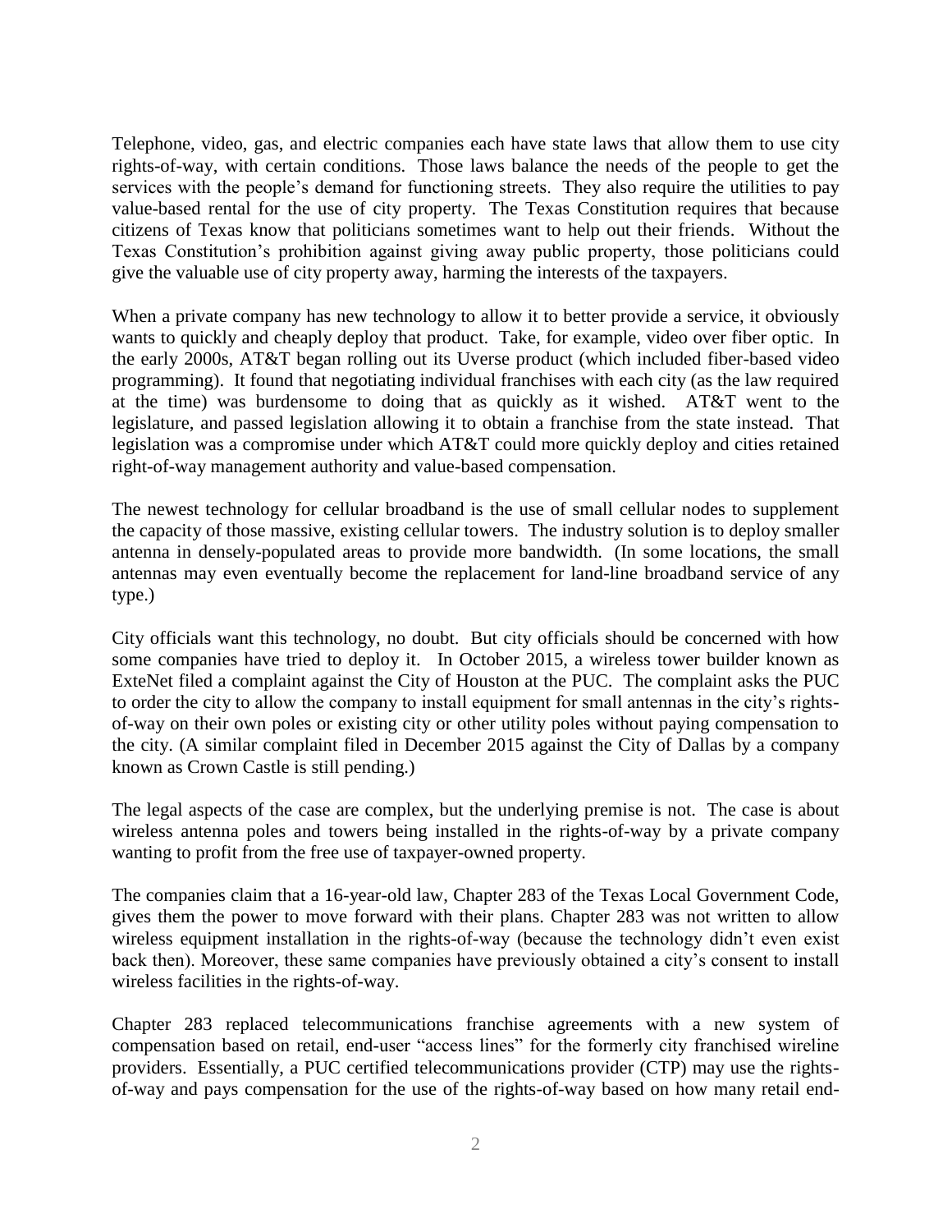Telephone, video, gas, and electric companies each have state laws that allow them to use city rights-of-way, with certain conditions. Those laws balance the needs of the people to get the services with the people's demand for functioning streets. They also require the utilities to pay value-based rental for the use of city property. The Texas Constitution requires that because citizens of Texas know that politicians sometimes want to help out their friends. Without the Texas Constitution's prohibition against giving away public property, those politicians could give the valuable use of city property away, harming the interests of the taxpayers.

When a private company has new technology to allow it to better provide a service, it obviously wants to quickly and cheaply deploy that product. Take, for example, video over fiber optic. In the early 2000s, AT&T began rolling out its Uverse product (which included fiber-based video programming). It found that negotiating individual franchises with each city (as the law required at the time) was burdensome to doing that as quickly as it wished. AT&T went to the legislature, and passed legislation allowing it to obtain a franchise from the state instead. That legislation was a compromise under which AT&T could more quickly deploy and cities retained right-of-way management authority and value-based compensation.

The newest technology for cellular broadband is the use of small cellular nodes to supplement the capacity of those massive, existing cellular towers. The industry solution is to deploy smaller antenna in densely-populated areas to provide more bandwidth. (In some locations, the small antennas may even eventually become the replacement for land-line broadband service of any type.)

City officials want this technology, no doubt. But city officials should be concerned with how some companies have tried to deploy it. In October 2015, a wireless tower builder known as ExteNet filed a complaint against the City of Houston at the PUC. The complaint asks the PUC to order the city to allow the company to install equipment for small antennas in the city's rights-of-way on their own poles or existing city or other utility poles without paying compensation to the city. (A similar complaint filed in December 2015 against the City of Dallas by a company known as Crown Castle is still pending.)

The legal aspects of the case are complex, but the underlying premise is not. The case is about wireless antenna poles and towers being installed in the rights-of-way by a private company wanting to profit from the free use of taxpayer-owned property.

The companies claim that a 16-year-old law, Chapter 283 of the Texas Local Government Code, gives them the power to move forward with their plans. Chapter 283 was not written to allow wireless equipment installation in the rights-of-way (because the technology didn't even exist back then). Moreover, these same companies have previously obtained a city's consent to install wireless facilities in the rights-of-way.

Chapter 283 replaced telecommunications franchise agreements with a new system of compensation based on retail, end-user "access lines" for the formerly city franchised wireline providers. Essentially, a PUC certified telecommunications provider (CTP) may use the rights-of-way and pays compensation for the use of the rights-of-way based on how many retail end-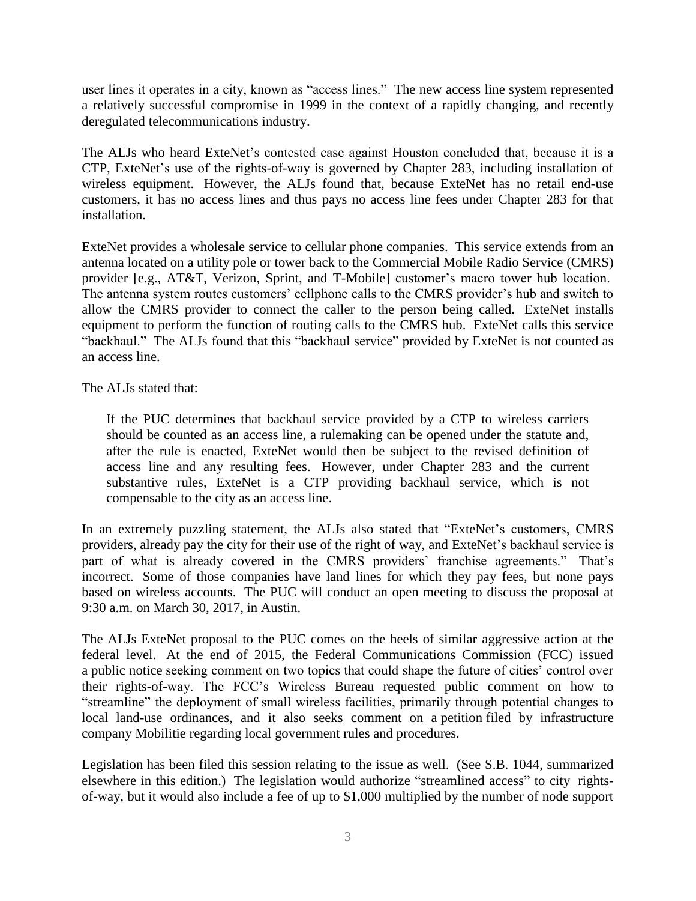user lines it operates in a city, known as "access lines." The new access line system represented a relatively successful compromise in 1999 in the context of a rapidly changing, and recently deregulated telecommunications industry.

The ALJs who heard ExteNet's contested case against Houston concluded that, because it is a CTP, ExteNet's use of the rights-of-way is governed by Chapter 283, including installation of wireless equipment. However, the ALJs found that, because ExteNet has no retail end-use customers, it has no access lines and thus pays no access line fees under Chapter 283 for that installation.

ExteNet provides a wholesale service to cellular phone companies. This service extends from an antenna located on a utility pole or tower back to the Commercial Mobile Radio Service (CMRS) provider [e.g., AT&T, Verizon, Sprint, and T-Mobile] customer's macro tower hub location. The antenna system routes customers' cellphone calls to the CMRS provider's hub and switch to allow the CMRS provider to connect the caller to the person being called. ExteNet installs equipment to perform the function of routing calls to the CMRS hub. ExteNet calls this service "backhaul." The ALJs found that this "backhaul service" provided by ExteNet is not counted as an access line.

The ALJs stated that:

> If the PUC determines that backhaul service provided by a CTP to wireless carriers should be counted as an access line, a rulemaking can be opened under the statute and, after the rule is enacted, ExteNet would then be subject to the revised definition of access line and any resulting fees. However, under Chapter 283 and the current substantive rules, ExteNet is a CTP providing backhaul service, which is not compensable to the city as an access line.

In an extremely puzzling statement, the ALJs also stated that "ExteNet's customers, CMRS providers, already pay the city for their use of the right of way, and ExteNet's backhaul service is part of what is already covered in the CMRS providers' franchise agreements." That's incorrect. Some of those companies have land lines for which they pay fees, but none pays based on wireless accounts. The PUC will conduct an open meeting to discuss the proposal at 9:30 a.m. on March 30, 2017, in Austin.

The ALJs ExteNet proposal to the PUC comes on the heels of similar aggressive action at the federal level. At the end of 2015, the Federal Communications Commission (FCC) issued a public notice seeking comment on two topics that could shape the future of cities' control over their rights-of-way. The FCC's Wireless Bureau requested public comment on how to "streamline" the deployment of small wireless facilities, primarily through potential changes to local land-use ordinances, and it also seeks comment on a petition filed by infrastructure company Mobilitie regarding local government rules and procedures.

Legislation has been filed this session relating to the issue as well. (See S.B. 1044, summarized elsewhere in this edition.) The legislation would authorize "streamlined access" to city rights-of-way, but it would also include a fee of up to $1,000 multiplied by the number of node support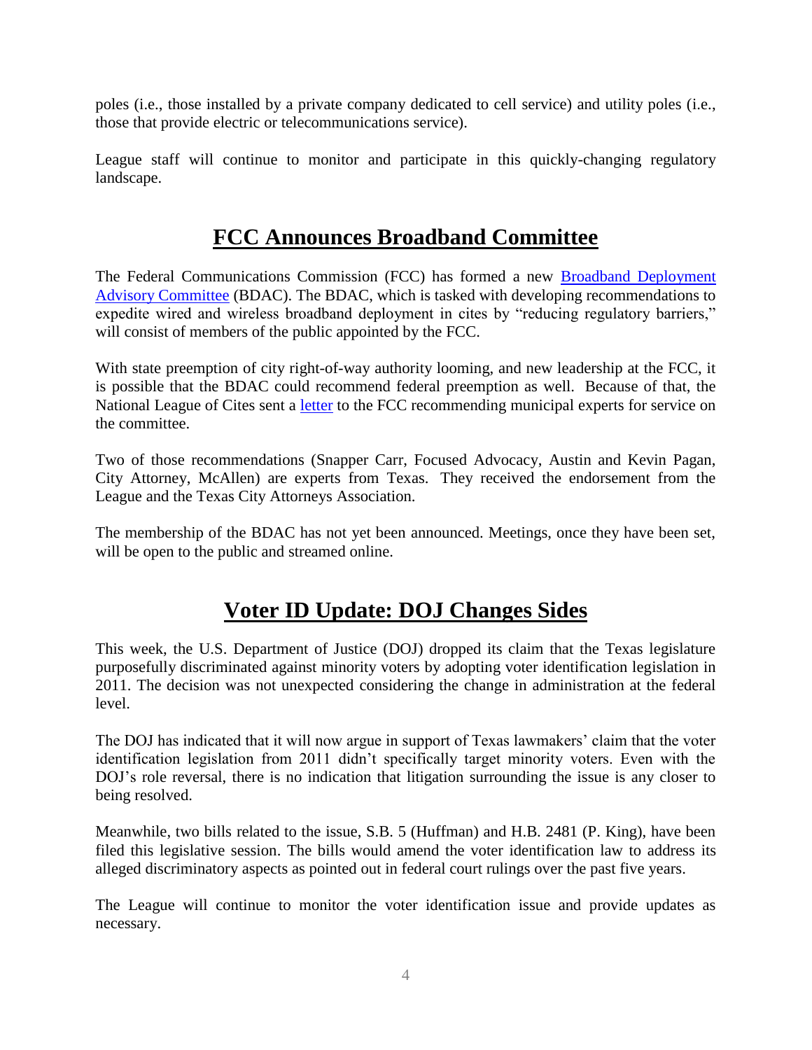poles (i.e., those installed by a private company dedicated to cell service) and utility poles (i.e., those that provide electric or telecommunications service).

League staff will continue to monitor and participate in this quickly-changing regulatory landscape.

## FCC Announces Broadband Committee

The Federal Communications Commission (FCC) has formed a new Broadband Deployment Advisory Committee (BDAC). The BDAC, which is tasked with developing recommendations to expedite wired and wireless broadband deployment in cites by "reducing regulatory barriers," will consist of members of the public appointed by the FCC.

With state preemption of city right-of-way authority looming, and new leadership at the FCC, it is possible that the BDAC could recommend federal preemption as well. Because of that, the National League of Cites sent a letter to the FCC recommending municipal experts for service on the committee.

Two of those recommendations (Snapper Carr, Focused Advocacy, Austin and Kevin Pagan, City Attorney, McAllen) are experts from Texas. They received the endorsement from the League and the Texas City Attorneys Association.

The membership of the BDAC has not yet been announced. Meetings, once they have been set, will be open to the public and streamed online.

## Voter ID Update: DOJ Changes Sides

This week, the U.S. Department of Justice (DOJ) dropped its claim that the Texas legislature purposefully discriminated against minority voters by adopting voter identification legislation in 2011. The decision was not unexpected considering the change in administration at the federal level.

The DOJ has indicated that it will now argue in support of Texas lawmakers' claim that the voter identification legislation from 2011 didn't specifically target minority voters. Even with the DOJ's role reversal, there is no indication that litigation surrounding the issue is any closer to being resolved.

Meanwhile, two bills related to the issue, S.B. 5 (Huffman) and H.B. 2481 (P. King), have been filed this legislative session. The bills would amend the voter identification law to address its alleged discriminatory aspects as pointed out in federal court rulings over the past five years.

The League will continue to monitor the voter identification issue and provide updates as necessary.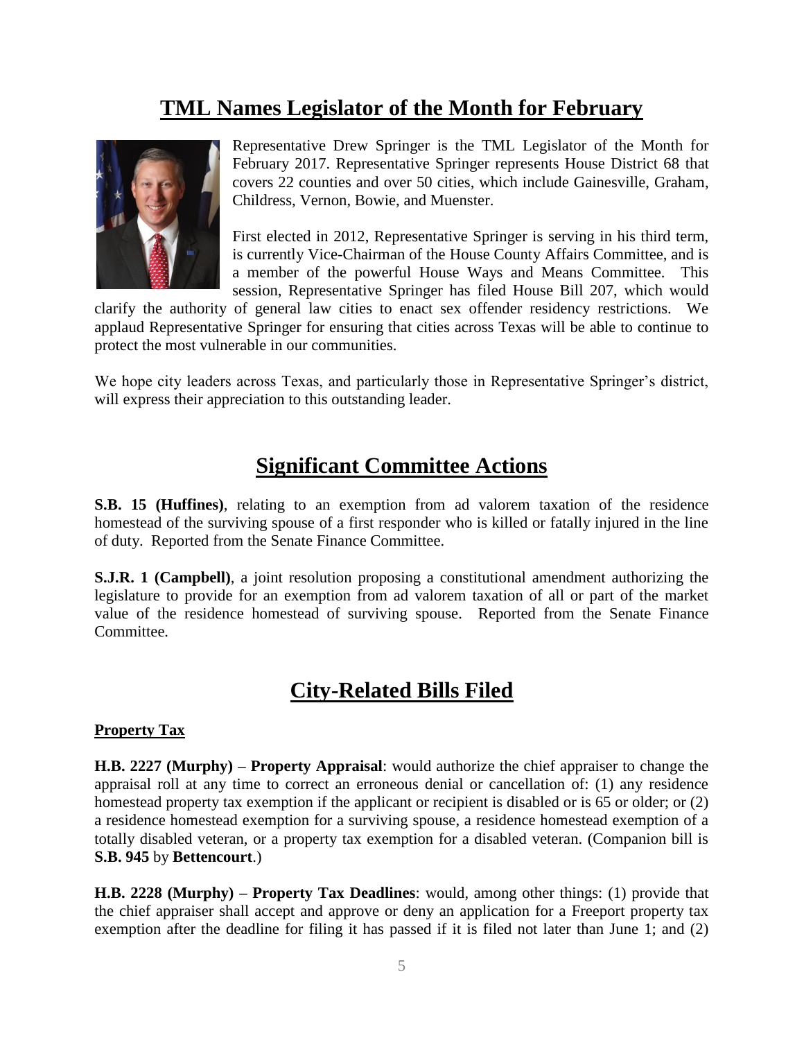## TML Names Legislator of the Month for February

Representative Drew Springer is the TML Legislator of the Month for February 2017. Representative Springer represents House District 68 that covers 22 counties and over 50 cities, which include Gainesville, Graham, Childress, Vernon, Bowie, and Muenster.

First elected in 2012, Representative Springer is serving in his third term, is currently Vice-Chairman of the House County Affairs Committee, and is a member of the powerful House Ways and Means Committee. This session, Representative Springer has filed House Bill 207, which would clarify the authority of general law cities to enact sex offender residency restrictions. We applaud Representative Springer for ensuring that cities across Texas will be able to continue to protect the most vulnerable in our communities.

We hope city leaders across Texas, and particularly those in Representative Springer's district, will express their appreciation to this outstanding leader.

## Significant Committee Actions

**S.B. 15 (Huffines)**, relating to an exemption from ad valorem taxation of the residence homestead of the surviving spouse of a first responder who is killed or fatally injured in the line of duty. Reported from the Senate Finance Committee.

**S.J.R. 1 (Campbell)**, a joint resolution proposing a constitutional amendment authorizing the legislature to provide for an exemption from ad valorem taxation of all or part of the market value of the residence homestead of surviving spouse. Reported from the Senate Finance Committee.

## City-Related Bills Filed

### Property Tax

**H.B. 2227 (Murphy) – Property Appraisal**: would authorize the chief appraiser to change the appraisal roll at any time to correct an erroneous denial or cancellation of: (1) any residence homestead property tax exemption if the applicant or recipient is disabled or is 65 or older; or (2) a residence homestead exemption for a surviving spouse, a residence homestead exemption of a totally disabled veteran, or a property tax exemption for a disabled veteran. (Companion bill is **S.B. 945** by **Bettencourt**.)

**H.B. 2228 (Murphy) – Property Tax Deadlines**: would, among other things: (1) provide that the chief appraiser shall accept and approve or deny an application for a Freeport property tax exemption after the deadline for filing it has passed if it is filed not later than June 1; and (2)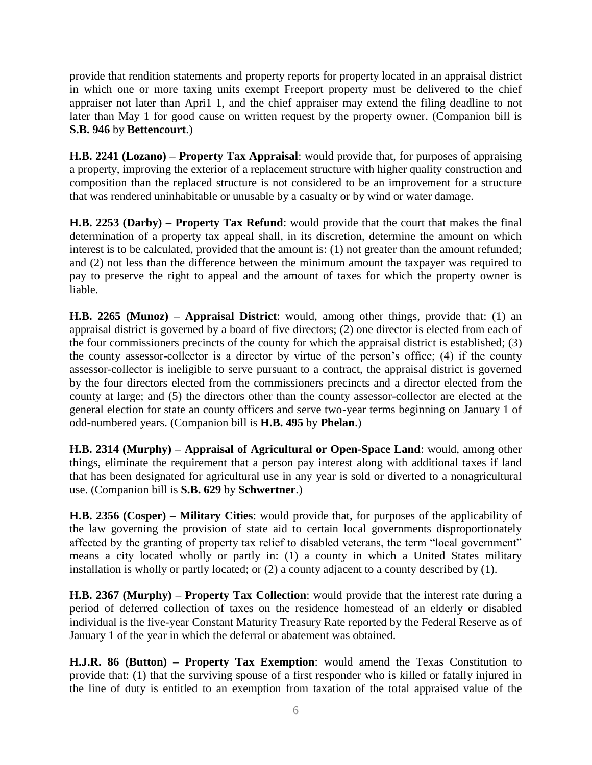provide that rendition statements and property reports for property located in an appraisal district in which one or more taxing units exempt Freeport property must be delivered to the chief appraiser not later than Apri1 1, and the chief appraiser may extend the filing deadline to not later than May 1 for good cause on written request by the property owner. (Companion bill is **S.B. 946** by **Bettencourt**.)

**H.B. 2241 (Lozano) – Property Tax Appraisal**: would provide that, for purposes of appraising a property, improving the exterior of a replacement structure with higher quality construction and composition than the replaced structure is not considered to be an improvement for a structure that was rendered uninhabitable or unusable by a casualty or by wind or water damage.

**H.B. 2253 (Darby) – Property Tax Refund**: would provide that the court that makes the final determination of a property tax appeal shall, in its discretion, determine the amount on which interest is to be calculated, provided that the amount is: (1) not greater than the amount refunded; and (2) not less than the difference between the minimum amount the taxpayer was required to pay to preserve the right to appeal and the amount of taxes for which the property owner is liable.

**H.B. 2265 (Munoz) – Appraisal District**: would, among other things, provide that: (1) an appraisal district is governed by a board of five directors; (2) one director is elected from each of the four commissioners precincts of the county for which the appraisal district is established; (3) the county assessor-collector is a director by virtue of the person's office; (4) if the county assessor-collector is ineligible to serve pursuant to a contract, the appraisal district is governed by the four directors elected from the commissioners precincts and a director elected from the county at large; and (5) the directors other than the county assessor-collector are elected at the general election for state an county officers and serve two-year terms beginning on January 1 of odd-numbered years. (Companion bill is **H.B. 495** by **Phelan**.)

**H.B. 2314 (Murphy) – Appraisal of Agricultural or Open-Space Land**: would, among other things, eliminate the requirement that a person pay interest along with additional taxes if land that has been designated for agricultural use in any year is sold or diverted to a nonagricultural use. (Companion bill is **S.B. 629** by **Schwertner**.)

**H.B. 2356 (Cosper) – Military Cities**: would provide that, for purposes of the applicability of the law governing the provision of state aid to certain local governments disproportionately affected by the granting of property tax relief to disabled veterans, the term "local government" means a city located wholly or partly in: (1) a county in which a United States military installation is wholly or partly located; or (2) a county adjacent to a county described by (1).

**H.B. 2367 (Murphy) – Property Tax Collection**: would provide that the interest rate during a period of deferred collection of taxes on the residence homestead of an elderly or disabled individual is the five-year Constant Maturity Treasury Rate reported by the Federal Reserve as of January 1 of the year in which the deferral or abatement was obtained.

**H.J.R. 86 (Button) – Property Tax Exemption**: would amend the Texas Constitution to provide that: (1) that the surviving spouse of a first responder who is killed or fatally injured in the line of duty is entitled to an exemption from taxation of the total appraised value of the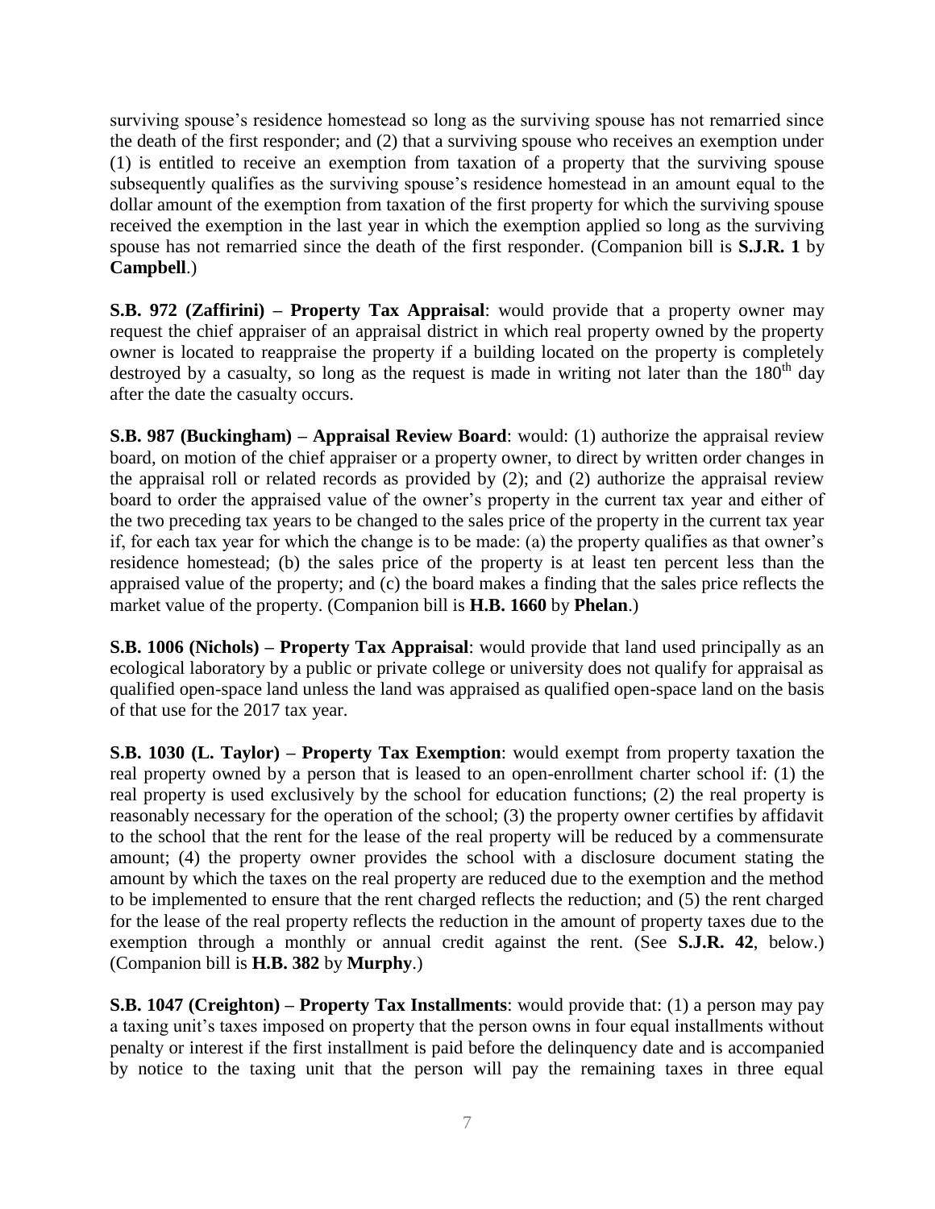surviving spouse's residence homestead so long as the surviving spouse has not remarried since the death of the first responder; and (2) that a surviving spouse who receives an exemption under (1) is entitled to receive an exemption from taxation of a property that the surviving spouse subsequently qualifies as the surviving spouse's residence homestead in an amount equal to the dollar amount of the exemption from taxation of the first property for which the surviving spouse received the exemption in the last year in which the exemption applied so long as the surviving spouse has not remarried since the death of the first responder. (Companion bill is **S.J.R. 1** by **Campbell**.)

**S.B. 972 (Zaffirini) – Property Tax Appraisal**: would provide that a property owner may request the chief appraiser of an appraisal district in which real property owned by the property owner is located to reappraise the property if a building located on the property is completely destroyed by a casualty, so long as the request is made in writing not later than the 180th day after the date the casualty occurs.

**S.B. 987 (Buckingham) – Appraisal Review Board**: would: (1) authorize the appraisal review board, on motion of the chief appraiser or a property owner, to direct by written order changes in the appraisal roll or related records as provided by (2); and (2) authorize the appraisal review board to order the appraised value of the owner's property in the current tax year and either of the two preceding tax years to be changed to the sales price of the property in the current tax year if, for each tax year for which the change is to be made: (a) the property qualifies as that owner's residence homestead; (b) the sales price of the property is at least ten percent less than the appraised value of the property; and (c) the board makes a finding that the sales price reflects the market value of the property. (Companion bill is **H.B. 1660** by **Phelan**.)

**S.B. 1006 (Nichols) – Property Tax Appraisal**: would provide that land used principally as an ecological laboratory by a public or private college or university does not qualify for appraisal as qualified open-space land unless the land was appraised as qualified open-space land on the basis of that use for the 2017 tax year.

**S.B. 1030 (L. Taylor) – Property Tax Exemption**: would exempt from property taxation the real property owned by a person that is leased to an open-enrollment charter school if: (1) the real property is used exclusively by the school for education functions; (2) the real property is reasonably necessary for the operation of the school; (3) the property owner certifies by affidavit to the school that the rent for the lease of the real property will be reduced by a commensurate amount; (4) the property owner provides the school with a disclosure document stating the amount by which the taxes on the real property are reduced due to the exemption and the method to be implemented to ensure that the rent charged reflects the reduction; and (5) the rent charged for the lease of the real property reflects the reduction in the amount of property taxes due to the exemption through a monthly or annual credit against the rent. (See **S.J.R. 42**, below.) (Companion bill is **H.B. 382** by **Murphy**.)

**S.B. 1047 (Creighton) – Property Tax Installments**: would provide that: (1) a person may pay a taxing unit's taxes imposed on property that the person owns in four equal installments without penalty or interest if the first installment is paid before the delinquency date and is accompanied by notice to the taxing unit that the person will pay the remaining taxes in three equal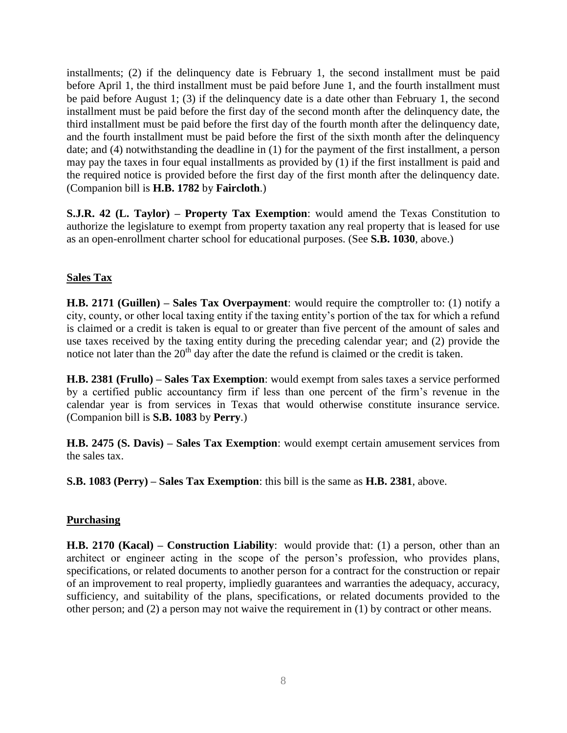installments; (2) if the delinquency date is February 1, the second installment must be paid before April 1, the third installment must be paid before June 1, and the fourth installment must be paid before August 1; (3) if the delinquency date is a date other than February 1, the second installment must be paid before the first day of the second month after the delinquency date, the third installment must be paid before the first day of the fourth month after the delinquency date, and the fourth installment must be paid before the first of the sixth month after the delinquency date; and (4) notwithstanding the deadline in (1) for the payment of the first installment, a person may pay the taxes in four equal installments as provided by (1) if the first installment is paid and the required notice is provided before the first day of the first month after the delinquency date. (Companion bill is **H.B. 1782** by **Faircloth**.)

**S.J.R. 42 (L. Taylor) – Property Tax Exemption**: would amend the Texas Constitution to authorize the legislature to exempt from property taxation any real property that is leased for use as an open-enrollment charter school for educational purposes. (See **S.B. 1030**, above.)

## Sales Tax

**H.B. 2171 (Guillen) – Sales Tax Overpayment**: would require the comptroller to: (1) notify a city, county, or other local taxing entity if the taxing entity's portion of the tax for which a refund is claimed or a credit is taken is equal to or greater than five percent of the amount of sales and use taxes received by the taxing entity during the preceding calendar year; and (2) provide the notice not later than the 20th day after the date the refund is claimed or the credit is taken.

**H.B. 2381 (Frullo) – Sales Tax Exemption**: would exempt from sales taxes a service performed by a certified public accountancy firm if less than one percent of the firm's revenue in the calendar year is from services in Texas that would otherwise constitute insurance service. (Companion bill is **S.B. 1083** by **Perry**.)

**H.B. 2475 (S. Davis) – Sales Tax Exemption**: would exempt certain amusement services from the sales tax.

**S.B. 1083 (Perry) – Sales Tax Exemption**: this bill is the same as **H.B. 2381**, above.

## Purchasing

**H.B. 2170 (Kacal) – Construction Liability**: would provide that: (1) a person, other than an architect or engineer acting in the scope of the person's profession, who provides plans, specifications, or related documents to another person for a contract for the construction or repair of an improvement to real property, impliedly guarantees and warranties the adequacy, accuracy, sufficiency, and suitability of the plans, specifications, or related documents provided to the other person; and (2) a person may not waive the requirement in (1) by contract or other means.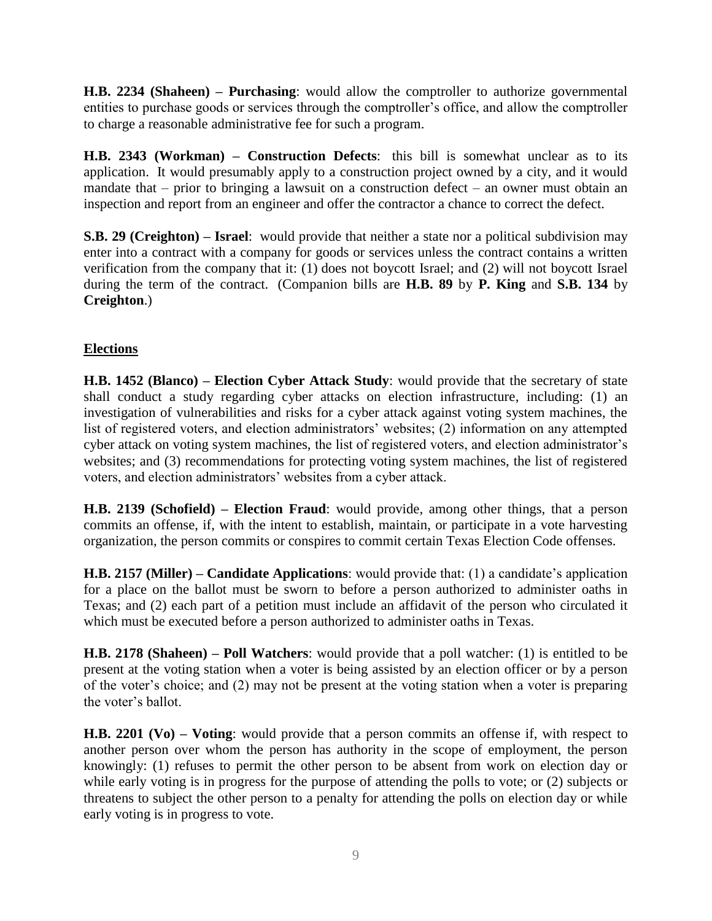**H.B. 2234 (Shaheen) – Purchasing**: would allow the comptroller to authorize governmental entities to purchase goods or services through the comptroller's office, and allow the comptroller to charge a reasonable administrative fee for such a program.

**H.B. 2343 (Workman) – Construction Defects**: this bill is somewhat unclear as to its application. It would presumably apply to a construction project owned by a city, and it would mandate that – prior to bringing a lawsuit on a construction defect – an owner must obtain an inspection and report from an engineer and offer the contractor a chance to correct the defect.

**S.B. 29 (Creighton) – Israel**: would provide that neither a state nor a political subdivision may enter into a contract with a company for goods or services unless the contract contains a written verification from the company that it: (1) does not boycott Israel; and (2) will not boycott Israel during the term of the contract. (Companion bills are **H.B. 89** by **P. King** and **S.B. 134** by **Creighton**.)

**<u>Elections</u>**

**H.B. 1452 (Blanco) – Election Cyber Attack Study**: would provide that the secretary of state shall conduct a study regarding cyber attacks on election infrastructure, including: (1) an investigation of vulnerabilities and risks for a cyber attack against voting system machines, the list of registered voters, and election administrators' websites; (2) information on any attempted cyber attack on voting system machines, the list of registered voters, and election administrator's websites; and (3) recommendations for protecting voting system machines, the list of registered voters, and election administrators' websites from a cyber attack.

**H.B. 2139 (Schofield) – Election Fraud**: would provide, among other things, that a person commits an offense, if, with the intent to establish, maintain, or participate in a vote harvesting organization, the person commits or conspires to commit certain Texas Election Code offenses.

**H.B. 2157 (Miller) – Candidate Applications**: would provide that: (1) a candidate's application for a place on the ballot must be sworn to before a person authorized to administer oaths in Texas; and (2) each part of a petition must include an affidavit of the person who circulated it which must be executed before a person authorized to administer oaths in Texas.

**H.B. 2178 (Shaheen) – Poll Watchers**: would provide that a poll watcher: (1) is entitled to be present at the voting station when a voter is being assisted by an election officer or by a person of the voter's choice; and (2) may not be present at the voting station when a voter is preparing the voter's ballot.

**H.B. 2201 (Vo) – Voting**: would provide that a person commits an offense if, with respect to another person over whom the person has authority in the scope of employment, the person knowingly: (1) refuses to permit the other person to be absent from work on election day or while early voting is in progress for the purpose of attending the polls to vote; or (2) subjects or threatens to subject the other person to a penalty for attending the polls on election day or while early voting is in progress to vote.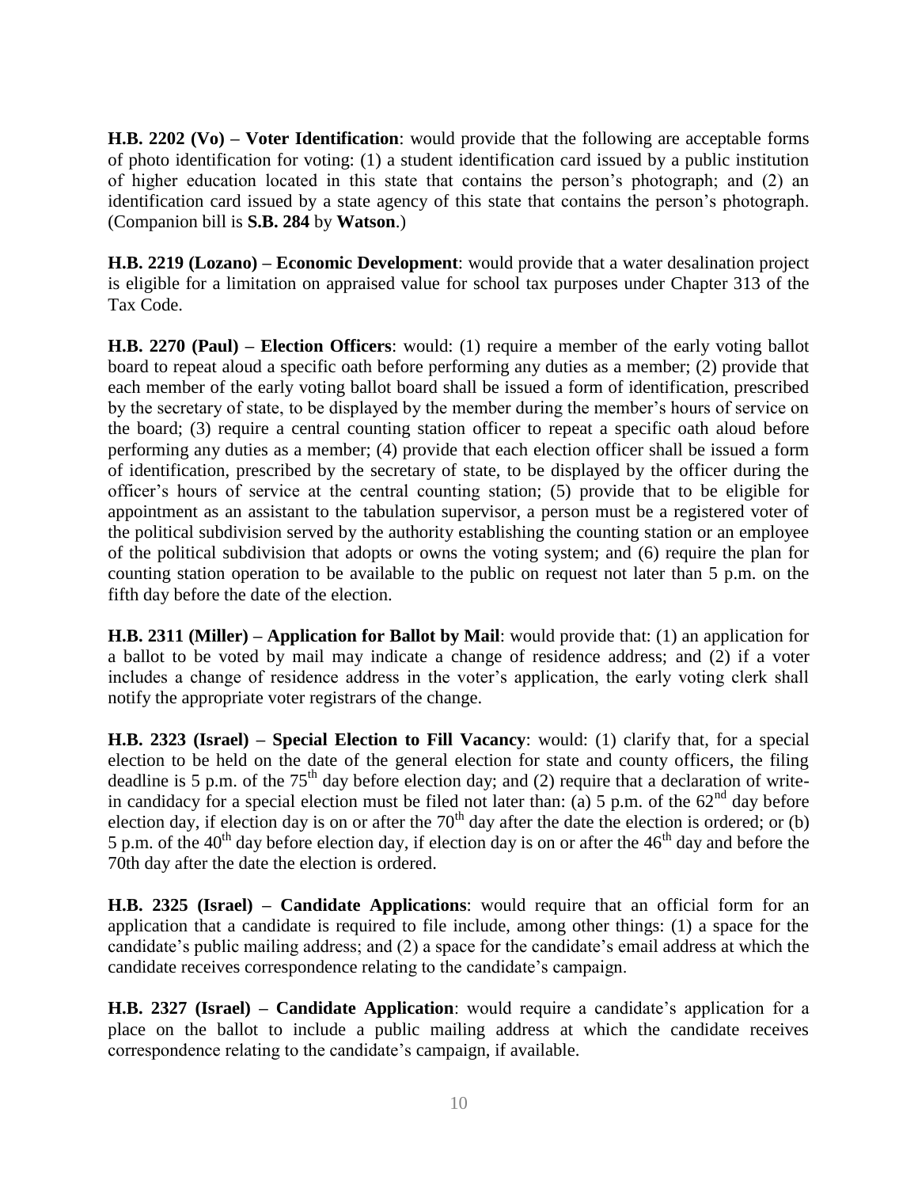**H.B. 2202 (Vo) – Voter Identification**: would provide that the following are acceptable forms of photo identification for voting: (1) a student identification card issued by a public institution of higher education located in this state that contains the person's photograph; and (2) an identification card issued by a state agency of this state that contains the person's photograph. (Companion bill is **S.B. 284** by **Watson**.)

**H.B. 2219 (Lozano) – Economic Development**: would provide that a water desalination project is eligible for a limitation on appraised value for school tax purposes under Chapter 313 of the Tax Code.

**H.B. 2270 (Paul) – Election Officers**: would: (1) require a member of the early voting ballot board to repeat aloud a specific oath before performing any duties as a member; (2) provide that each member of the early voting ballot board shall be issued a form of identification, prescribed by the secretary of state, to be displayed by the member during the member's hours of service on the board; (3) require a central counting station officer to repeat a specific oath aloud before performing any duties as a member; (4) provide that each election officer shall be issued a form of identification, prescribed by the secretary of state, to be displayed by the officer during the officer's hours of service at the central counting station; (5) provide that to be eligible for appointment as an assistant to the tabulation supervisor, a person must be a registered voter of the political subdivision served by the authority establishing the counting station or an employee of the political subdivision that adopts or owns the voting system; and (6) require the plan for counting station operation to be available to the public on request not later than 5 p.m. on the fifth day before the date of the election.

**H.B. 2311 (Miller) – Application for Ballot by Mail**: would provide that: (1) an application for a ballot to be voted by mail may indicate a change of residence address; and (2) if a voter includes a change of residence address in the voter's application, the early voting clerk shall notify the appropriate voter registrars of the change.

**H.B. 2323 (Israel) – Special Election to Fill Vacancy**: would: (1) clarify that, for a special election to be held on the date of the general election for state and county officers, the filing deadline is 5 p.m. of the 75th day before election day; and (2) require that a declaration of write-in candidacy for a special election must be filed not later than: (a) 5 p.m. of the 62nd day before election day, if election day is on or after the 70th day after the date the election is ordered; or (b) 5 p.m. of the 40th day before election day, if election day is on or after the 46th day and before the 70th day after the date the election is ordered.

**H.B. 2325 (Israel) – Candidate Applications**: would require that an official form for an application that a candidate is required to file include, among other things: (1) a space for the candidate's public mailing address; and (2) a space for the candidate's email address at which the candidate receives correspondence relating to the candidate's campaign.

**H.B. 2327 (Israel) – Candidate Application**: would require a candidate's application for a place on the ballot to include a public mailing address at which the candidate receives correspondence relating to the candidate's campaign, if available.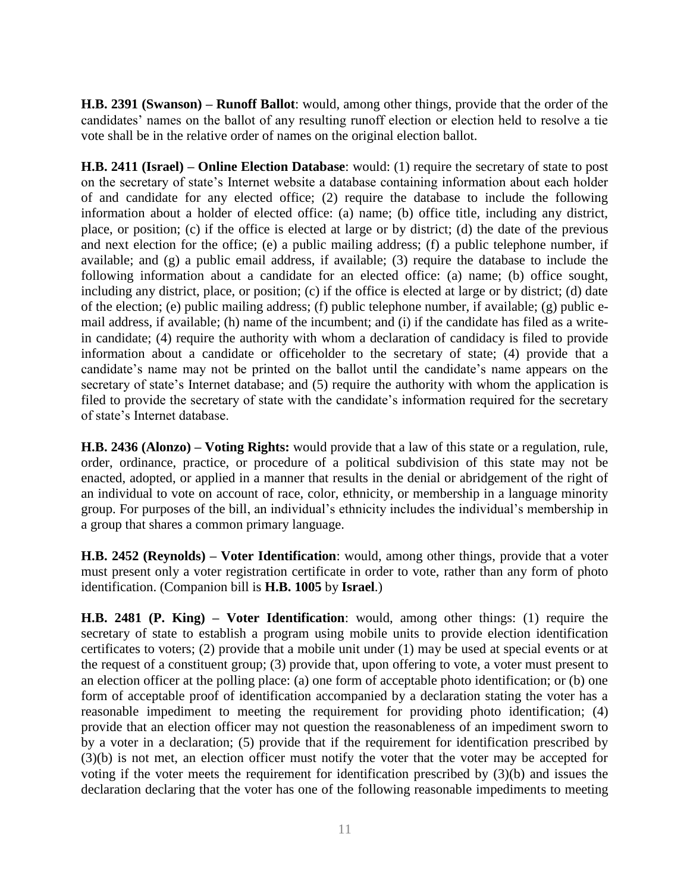**H.B. 2391 (Swanson) – Runoff Ballot**: would, among other things, provide that the order of the candidates' names on the ballot of any resulting runoff election or election held to resolve a tie vote shall be in the relative order of names on the original election ballot.

**H.B. 2411 (Israel) – Online Election Database**: would: (1) require the secretary of state to post on the secretary of state's Internet website a database containing information about each holder of and candidate for any elected office; (2) require the database to include the following information about a holder of elected office: (a) name; (b) office title, including any district, place, or position; (c) if the office is elected at large or by district; (d) the date of the previous and next election for the office; (e) a public mailing address; (f) a public telephone number, if available; and (g) a public email address, if available; (3) require the database to include the following information about a candidate for an elected office: (a) name; (b) office sought, including any district, place, or position; (c) if the office is elected at large or by district; (d) date of the election; (e) public mailing address; (f) public telephone number, if available; (g) public e-mail address, if available; (h) name of the incumbent; and (i) if the candidate has filed as a write-in candidate; (4) require the authority with whom a declaration of candidacy is filed to provide information about a candidate or officeholder to the secretary of state; (4) provide that a candidate's name may not be printed on the ballot until the candidate's name appears on the secretary of state's Internet database; and (5) require the authority with whom the application is filed to provide the secretary of state with the candidate's information required for the secretary of state's Internet database.

**H.B. 2436 (Alonzo) – Voting Rights:** would provide that a law of this state or a regulation, rule, order, ordinance, practice, or procedure of a political subdivision of this state may not be enacted, adopted, or applied in a manner that results in the denial or abridgement of the right of an individual to vote on account of race, color, ethnicity, or membership in a language minority group. For purposes of the bill, an individual's ethnicity includes the individual's membership in a group that shares a common primary language.

**H.B. 2452 (Reynolds) – Voter Identification**: would, among other things, provide that a voter must present only a voter registration certificate in order to vote, rather than any form of photo identification. (Companion bill is **H.B. 1005** by **Israel**.)

**H.B. 2481 (P. King) – Voter Identification**: would, among other things: (1) require the secretary of state to establish a program using mobile units to provide election identification certificates to voters; (2) provide that a mobile unit under (1) may be used at special events or at the request of a constituent group; (3) provide that, upon offering to vote, a voter must present to an election officer at the polling place: (a) one form of acceptable photo identification; or (b) one form of acceptable proof of identification accompanied by a declaration stating the voter has a reasonable impediment to meeting the requirement for providing photo identification; (4) provide that an election officer may not question the reasonableness of an impediment sworn to by a voter in a declaration; (5) provide that if the requirement for identification prescribed by (3)(b) is not met, an election officer must notify the voter that the voter may be accepted for voting if the voter meets the requirement for identification prescribed by (3)(b) and issues the declaration declaring that the voter has one of the following reasonable impediments to meeting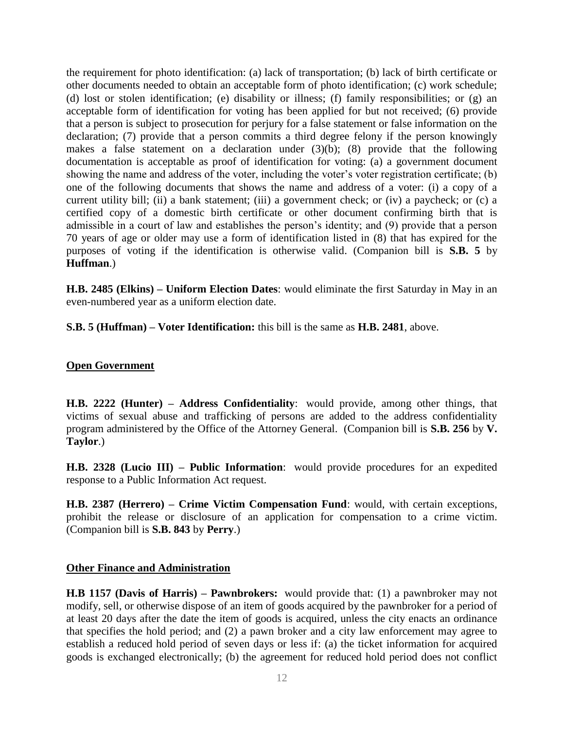the requirement for photo identification: (a) lack of transportation; (b) lack of birth certificate or other documents needed to obtain an acceptable form of photo identification; (c) work schedule; (d) lost or stolen identification; (e) disability or illness; (f) family responsibilities; or (g) an acceptable form of identification for voting has been applied for but not received; (6) provide that a person is subject to prosecution for perjury for a false statement or false information on the declaration; (7) provide that a person commits a third degree felony if the person knowingly makes a false statement on a declaration under (3)(b); (8) provide that the following documentation is acceptable as proof of identification for voting: (a) a government document showing the name and address of the voter, including the voter's voter registration certificate; (b) one of the following documents that shows the name and address of a voter: (i) a copy of a current utility bill; (ii) a bank statement; (iii) a government check; or (iv) a paycheck; or (c) a certified copy of a domestic birth certificate or other document confirming birth that is admissible in a court of law and establishes the person's identity; and (9) provide that a person 70 years of age or older may use a form of identification listed in (8) that has expired for the purposes of voting if the identification is otherwise valid. (Companion bill is **S.B. 5** by **Huffman**.)

**H.B. 2485 (Elkins) – Uniform Election Dates**: would eliminate the first Saturday in May in an even-numbered year as a uniform election date.

**S.B. 5 (Huffman) – Voter Identification:** this bill is the same as **H.B. 2481**, above.

## Open Government

**H.B. 2222 (Hunter) – Address Confidentiality**: would provide, among other things, that victims of sexual abuse and trafficking of persons are added to the address confidentiality program administered by the Office of the Attorney General. (Companion bill is **S.B. 256** by **V. Taylor**.)

**H.B. 2328 (Lucio III) – Public Information**: would provide procedures for an expedited response to a Public Information Act request.

**H.B. 2387 (Herrero) – Crime Victim Compensation Fund**: would, with certain exceptions, prohibit the release or disclosure of an application for compensation to a crime victim. (Companion bill is **S.B. 843** by **Perry**.)

## Other Finance and Administration

**H.B 1157 (Davis of Harris) – Pawnbrokers:** would provide that: (1) a pawnbroker may not modify, sell, or otherwise dispose of an item of goods acquired by the pawnbroker for a period of at least 20 days after the date the item of goods is acquired, unless the city enacts an ordinance that specifies the hold period; and (2) a pawn broker and a city law enforcement may agree to establish a reduced hold period of seven days or less if: (a) the ticket information for acquired goods is exchanged electronically; (b) the agreement for reduced hold period does not conflict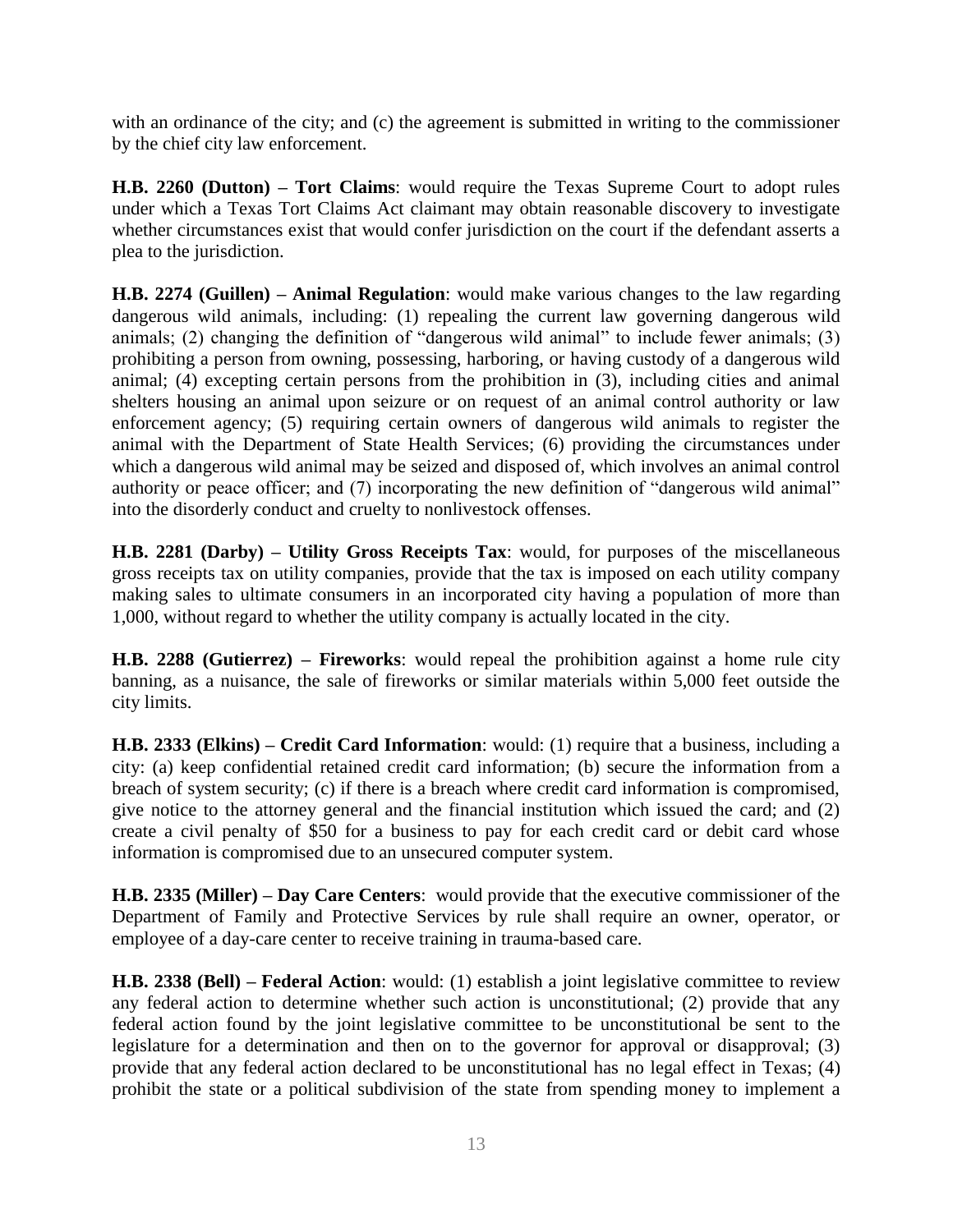with an ordinance of the city; and (c) the agreement is submitted in writing to the commissioner by the chief city law enforcement.

**H.B. 2260 (Dutton) – Tort Claims**: would require the Texas Supreme Court to adopt rules under which a Texas Tort Claims Act claimant may obtain reasonable discovery to investigate whether circumstances exist that would confer jurisdiction on the court if the defendant asserts a plea to the jurisdiction.

**H.B. 2274 (Guillen) – Animal Regulation**: would make various changes to the law regarding dangerous wild animals, including: (1) repealing the current law governing dangerous wild animals; (2) changing the definition of "dangerous wild animal" to include fewer animals; (3) prohibiting a person from owning, possessing, harboring, or having custody of a dangerous wild animal; (4) excepting certain persons from the prohibition in (3), including cities and animal shelters housing an animal upon seizure or on request of an animal control authority or law enforcement agency; (5) requiring certain owners of dangerous wild animals to register the animal with the Department of State Health Services; (6) providing the circumstances under which a dangerous wild animal may be seized and disposed of, which involves an animal control authority or peace officer; and (7) incorporating the new definition of "dangerous wild animal" into the disorderly conduct and cruelty to nonlivestock offenses.

**H.B. 2281 (Darby) – Utility Gross Receipts Tax**: would, for purposes of the miscellaneous gross receipts tax on utility companies, provide that the tax is imposed on each utility company making sales to ultimate consumers in an incorporated city having a population of more than 1,000, without regard to whether the utility company is actually located in the city.

**H.B. 2288 (Gutierrez) – Fireworks**: would repeal the prohibition against a home rule city banning, as a nuisance, the sale of fireworks or similar materials within 5,000 feet outside the city limits.

**H.B. 2333 (Elkins) – Credit Card Information**: would: (1) require that a business, including a city: (a) keep confidential retained credit card information; (b) secure the information from a breach of system security; (c) if there is a breach where credit card information is compromised, give notice to the attorney general and the financial institution which issued the card; and (2) create a civil penalty of $50 for a business to pay for each credit card or debit card whose information is compromised due to an unsecured computer system.

**H.B. 2335 (Miller) – Day Care Centers**: would provide that the executive commissioner of the Department of Family and Protective Services by rule shall require an owner, operator, or employee of a day-care center to receive training in trauma-based care.

**H.B. 2338 (Bell) – Federal Action**: would: (1) establish a joint legislative committee to review any federal action to determine whether such action is unconstitutional; (2) provide that any federal action found by the joint legislative committee to be unconstitutional be sent to the legislature for a determination and then on to the governor for approval or disapproval; (3) provide that any federal action declared to be unconstitutional has no legal effect in Texas; (4) prohibit the state or a political subdivision of the state from spending money to implement a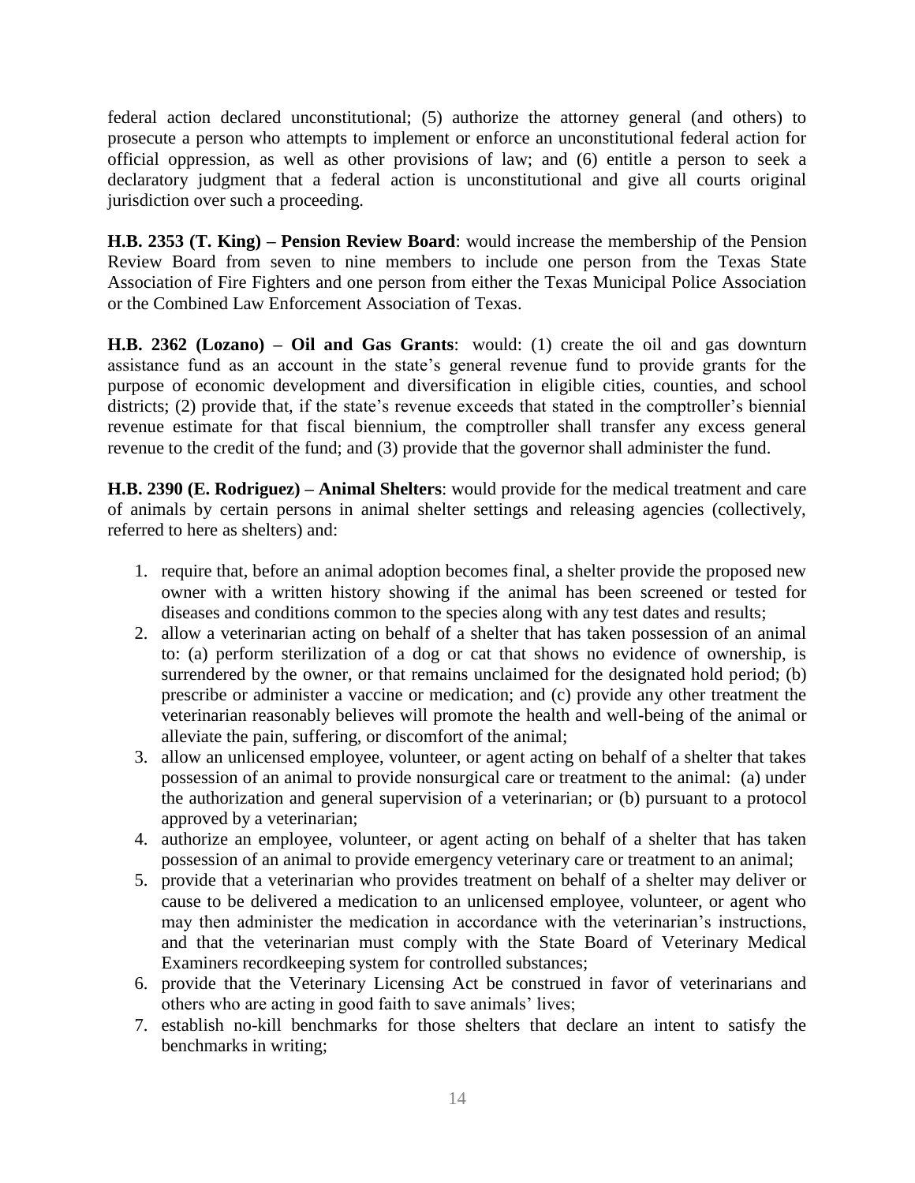federal action declared unconstitutional; (5) authorize the attorney general (and others) to prosecute a person who attempts to implement or enforce an unconstitutional federal action for official oppression, as well as other provisions of law; and (6) entitle a person to seek a declaratory judgment that a federal action is unconstitutional and give all courts original jurisdiction over such a proceeding.

**H.B. 2353 (T. King) – Pension Review Board**: would increase the membership of the Pension Review Board from seven to nine members to include one person from the Texas State Association of Fire Fighters and one person from either the Texas Municipal Police Association or the Combined Law Enforcement Association of Texas.

**H.B. 2362 (Lozano) – Oil and Gas Grants**: would: (1) create the oil and gas downturn assistance fund as an account in the state's general revenue fund to provide grants for the purpose of economic development and diversification in eligible cities, counties, and school districts; (2) provide that, if the state's revenue exceeds that stated in the comptroller's biennial revenue estimate for that fiscal biennium, the comptroller shall transfer any excess general revenue to the credit of the fund; and (3) provide that the governor shall administer the fund.

**H.B. 2390 (E. Rodriguez) – Animal Shelters**: would provide for the medical treatment and care of animals by certain persons in animal shelter settings and releasing agencies (collectively, referred to here as shelters) and:

1. require that, before an animal adoption becomes final, a shelter provide the proposed new owner with a written history showing if the animal has been screened or tested for diseases and conditions common to the species along with any test dates and results;
2. allow a veterinarian acting on behalf of a shelter that has taken possession of an animal to: (a) perform sterilization of a dog or cat that shows no evidence of ownership, is surrendered by the owner, or that remains unclaimed for the designated hold period; (b) prescribe or administer a vaccine or medication; and (c) provide any other treatment the veterinarian reasonably believes will promote the health and well-being of the animal or alleviate the pain, suffering, or discomfort of the animal;
3. allow an unlicensed employee, volunteer, or agent acting on behalf of a shelter that takes possession of an animal to provide nonsurgical care or treatment to the animal: (a) under the authorization and general supervision of a veterinarian; or (b) pursuant to a protocol approved by a veterinarian;
4. authorize an employee, volunteer, or agent acting on behalf of a shelter that has taken possession of an animal to provide emergency veterinary care or treatment to an animal;
5. provide that a veterinarian who provides treatment on behalf of a shelter may deliver or cause to be delivered a medication to an unlicensed employee, volunteer, or agent who may then administer the medication in accordance with the veterinarian's instructions, and that the veterinarian must comply with the State Board of Veterinary Medical Examiners recordkeeping system for controlled substances;
6. provide that the Veterinary Licensing Act be construed in favor of veterinarians and others who are acting in good faith to save animals' lives;
7. establish no-kill benchmarks for those shelters that declare an intent to satisfy the benchmarks in writing;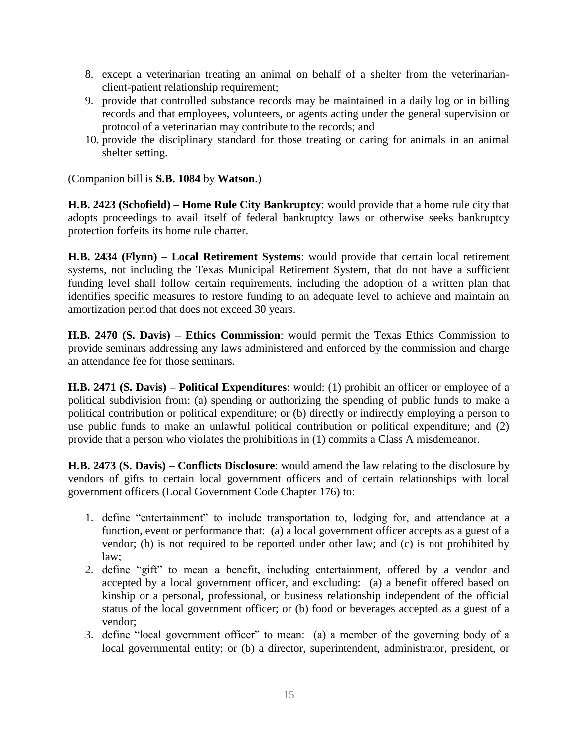8. except a veterinarian treating an animal on behalf of a shelter from the veterinarian-client-patient relationship requirement;
9. provide that controlled substance records may be maintained in a daily log or in billing records and that employees, volunteers, or agents acting under the general supervision or protocol of a veterinarian may contribute to the records; and
10. provide the disciplinary standard for those treating or caring for animals in an animal shelter setting.

(Companion bill is **S.B. 1084** by **Watson**.)

**H.B. 2423 (Schofield) – Home Rule City Bankruptcy**: would provide that a home rule city that adopts proceedings to avail itself of federal bankruptcy laws or otherwise seeks bankruptcy protection forfeits its home rule charter.

**H.B. 2434 (Flynn) – Local Retirement Systems**: would provide that certain local retirement systems, not including the Texas Municipal Retirement System, that do not have a sufficient funding level shall follow certain requirements, including the adoption of a written plan that identifies specific measures to restore funding to an adequate level to achieve and maintain an amortization period that does not exceed 30 years.

**H.B. 2470 (S. Davis) – Ethics Commission**: would permit the Texas Ethics Commission to provide seminars addressing any laws administered and enforced by the commission and charge an attendance fee for those seminars.

**H.B. 2471 (S. Davis) – Political Expenditures**: would: (1) prohibit an officer or employee of a political subdivision from: (a) spending or authorizing the spending of public funds to make a political contribution or political expenditure; or (b) directly or indirectly employing a person to use public funds to make an unlawful political contribution or political expenditure; and (2) provide that a person who violates the prohibitions in (1) commits a Class A misdemeanor.

**H.B. 2473 (S. Davis) – Conflicts Disclosure**: would amend the law relating to the disclosure by vendors of gifts to certain local government officers and of certain relationships with local government officers (Local Government Code Chapter 176) to:

1. define "entertainment" to include transportation to, lodging for, and attendance at a function, event or performance that: (a) a local government officer accepts as a guest of a vendor; (b) is not required to be reported under other law; and (c) is not prohibited by law;
2. define "gift" to mean a benefit, including entertainment, offered by a vendor and accepted by a local government officer, and excluding: (a) a benefit offered based on kinship or a personal, professional, or business relationship independent of the official status of the local government officer; or (b) food or beverages accepted as a guest of a vendor;
3. define "local government officer" to mean: (a) a member of the governing body of a local governmental entity; or (b) a director, superintendent, administrator, president, or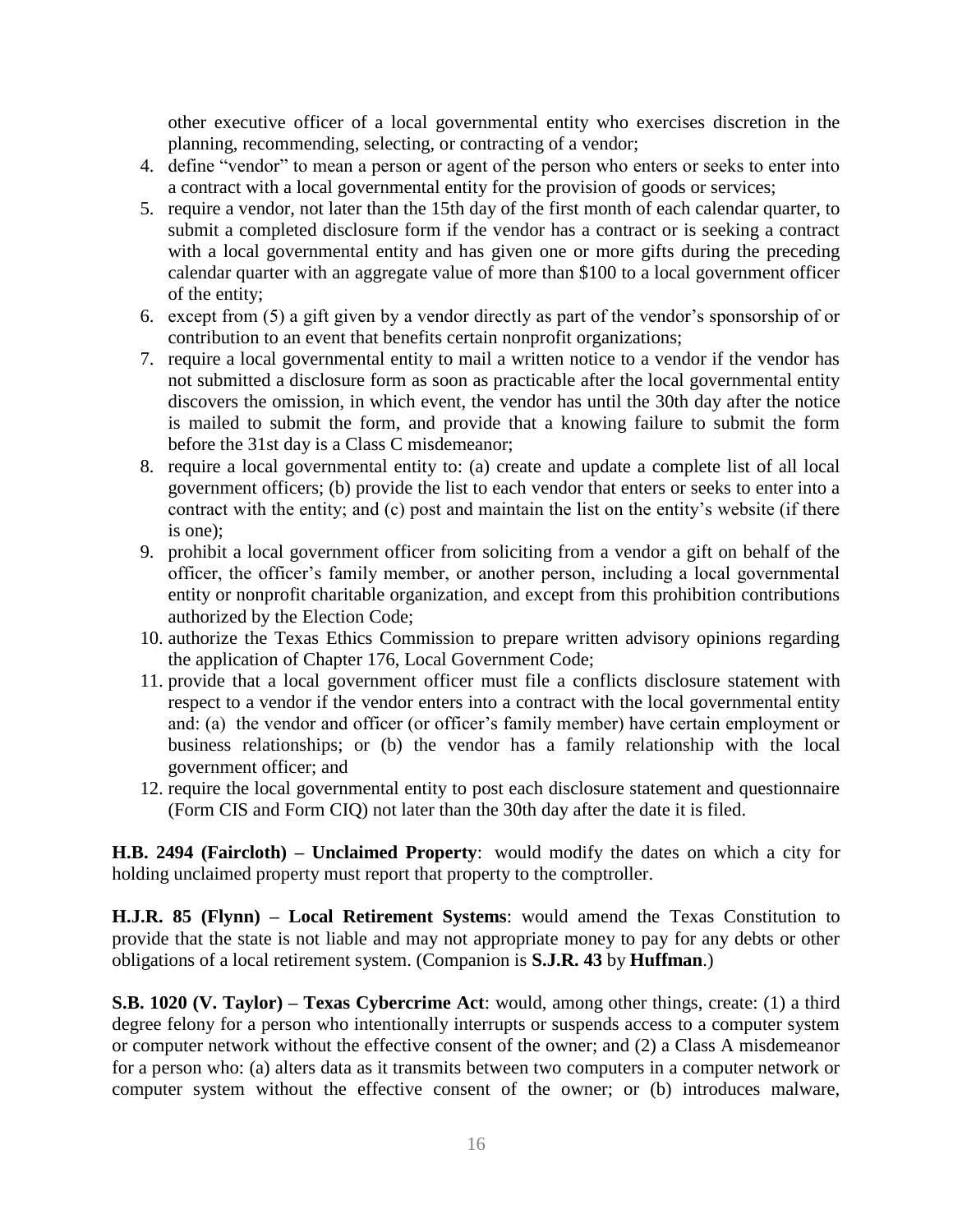other executive officer of a local governmental entity who exercises discretion in the planning, recommending, selecting, or contracting of a vendor;

4. define "vendor" to mean a person or agent of the person who enters or seeks to enter into a contract with a local governmental entity for the provision of goods or services;
5. require a vendor, not later than the 15th day of the first month of each calendar quarter, to submit a completed disclosure form if the vendor has a contract or is seeking a contract with a local governmental entity and has given one or more gifts during the preceding calendar quarter with an aggregate value of more than $100 to a local government officer of the entity;
6. except from (5) a gift given by a vendor directly as part of the vendor's sponsorship of or contribution to an event that benefits certain nonprofit organizations;
7. require a local governmental entity to mail a written notice to a vendor if the vendor has not submitted a disclosure form as soon as practicable after the local governmental entity discovers the omission, in which event, the vendor has until the 30th day after the notice is mailed to submit the form, and provide that a knowing failure to submit the form before the 31st day is a Class C misdemeanor;
8. require a local governmental entity to: (a) create and update a complete list of all local government officers; (b) provide the list to each vendor that enters or seeks to enter into a contract with the entity; and (c) post and maintain the list on the entity's website (if there is one);
9. prohibit a local government officer from soliciting from a vendor a gift on behalf of the officer, the officer's family member, or another person, including a local governmental entity or nonprofit charitable organization, and except from this prohibition contributions authorized by the Election Code;
10. authorize the Texas Ethics Commission to prepare written advisory opinions regarding the application of Chapter 176, Local Government Code;
11. provide that a local government officer must file a conflicts disclosure statement with respect to a vendor if the vendor enters into a contract with the local governmental entity and: (a) the vendor and officer (or officer's family member) have certain employment or business relationships; or (b) the vendor has a family relationship with the local government officer; and
12. require the local governmental entity to post each disclosure statement and questionnaire (Form CIS and Form CIQ) not later than the 30th day after the date it is filed.

**H.B. 2494 (Faircloth) – Unclaimed Property**: would modify the dates on which a city for holding unclaimed property must report that property to the comptroller.

**H.J.R. 85 (Flynn) – Local Retirement Systems**: would amend the Texas Constitution to provide that the state is not liable and may not appropriate money to pay for any debts or other obligations of a local retirement system. (Companion is **S.J.R. 43** by **Huffman**.)

**S.B. 1020 (V. Taylor) – Texas Cybercrime Act**: would, among other things, create: (1) a third degree felony for a person who intentionally interrupts or suspends access to a computer system or computer network without the effective consent of the owner; and (2) a Class A misdemeanor for a person who: (a) alters data as it transmits between two computers in a computer network or computer system without the effective consent of the owner; or (b) introduces malware,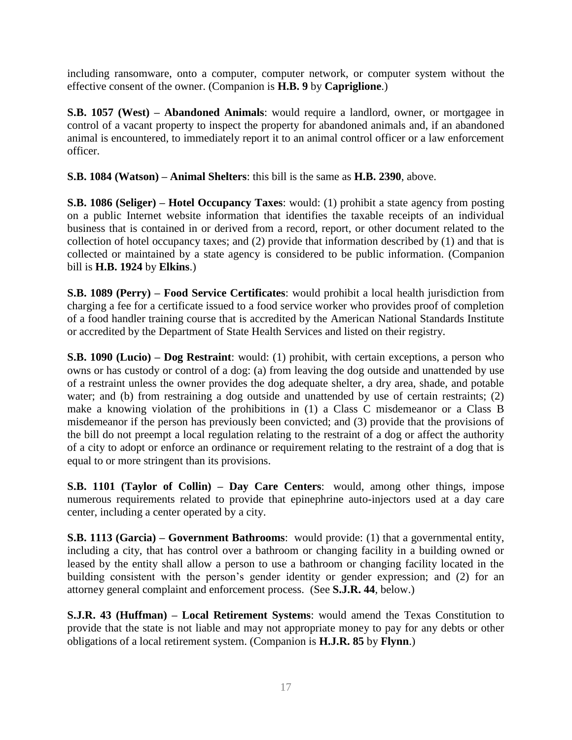including ransomware, onto a computer, computer network, or computer system without the effective consent of the owner. (Companion is **H.B. 9** by **Capriglione**.)

**S.B. 1057 (West) – Abandoned Animals**: would require a landlord, owner, or mortgagee in control of a vacant property to inspect the property for abandoned animals and, if an abandoned animal is encountered, to immediately report it to an animal control officer or a law enforcement officer.

**S.B. 1084 (Watson) – Animal Shelters**: this bill is the same as **H.B. 2390**, above.

**S.B. 1086 (Seliger) – Hotel Occupancy Taxes**: would: (1) prohibit a state agency from posting on a public Internet website information that identifies the taxable receipts of an individual business that is contained in or derived from a record, report, or other document related to the collection of hotel occupancy taxes; and (2) provide that information described by (1) and that is collected or maintained by a state agency is considered to be public information. (Companion bill is **H.B. 1924** by **Elkins**.)

**S.B. 1089 (Perry) – Food Service Certificates**: would prohibit a local health jurisdiction from charging a fee for a certificate issued to a food service worker who provides proof of completion of a food handler training course that is accredited by the American National Standards Institute or accredited by the Department of State Health Services and listed on their registry.

**S.B. 1090 (Lucio) – Dog Restraint**: would: (1) prohibit, with certain exceptions, a person who owns or has custody or control of a dog: (a) from leaving the dog outside and unattended by use of a restraint unless the owner provides the dog adequate shelter, a dry area, shade, and potable water; and (b) from restraining a dog outside and unattended by use of certain restraints; (2) make a knowing violation of the prohibitions in (1) a Class C misdemeanor or a Class B misdemeanor if the person has previously been convicted; and (3) provide that the provisions of the bill do not preempt a local regulation relating to the restraint of a dog or affect the authority of a city to adopt or enforce an ordinance or requirement relating to the restraint of a dog that is equal to or more stringent than its provisions.

**S.B. 1101 (Taylor of Collin) – Day Care Centers**: would, among other things, impose numerous requirements related to provide that epinephrine auto-injectors used at a day care center, including a center operated by a city.

**S.B. 1113 (Garcia) – Government Bathrooms**: would provide: (1) that a governmental entity, including a city, that has control over a bathroom or changing facility in a building owned or leased by the entity shall allow a person to use a bathroom or changing facility located in the building consistent with the person's gender identity or gender expression; and (2) for an attorney general complaint and enforcement process. (See **S.J.R. 44**, below.)

**S.J.R. 43 (Huffman) – Local Retirement Systems**: would amend the Texas Constitution to provide that the state is not liable and may not appropriate money to pay for any debts or other obligations of a local retirement system. (Companion is **H.J.R. 85** by **Flynn**.)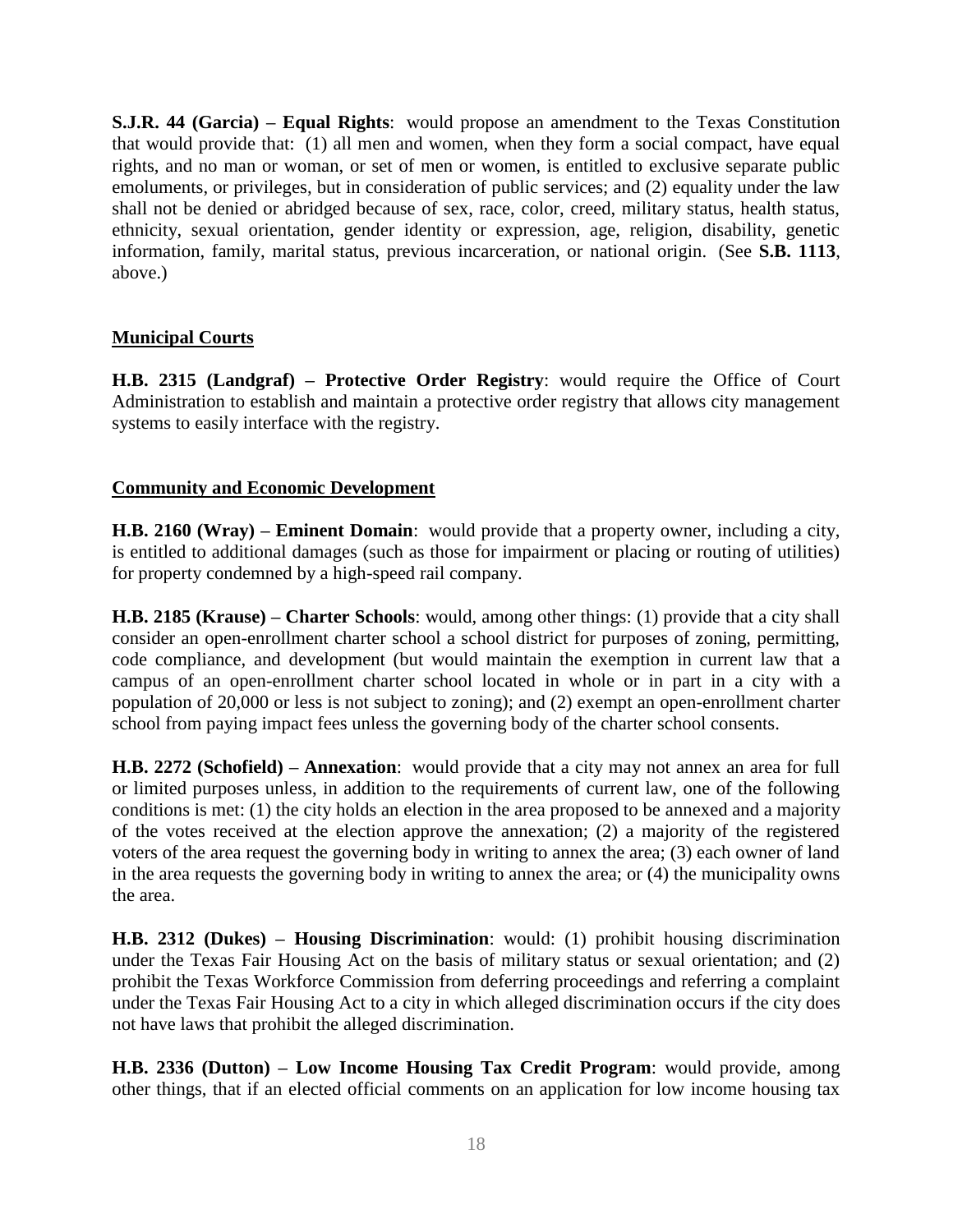**S.J.R. 44 (Garcia) – Equal Rights**: would propose an amendment to the Texas Constitution that would provide that: (1) all men and women, when they form a social compact, have equal rights, and no man or woman, or set of men or women, is entitled to exclusive separate public emoluments, or privileges, but in consideration of public services; and (2) equality under the law shall not be denied or abridged because of sex, race, color, creed, military status, health status, ethnicity, sexual orientation, gender identity or expression, age, religion, disability, genetic information, family, marital status, previous incarceration, or national origin. (See **S.B. 1113**, above.)

## Municipal Courts

**H.B. 2315 (Landgraf) – Protective Order Registry**: would require the Office of Court Administration to establish and maintain a protective order registry that allows city management systems to easily interface with the registry.

## Community and Economic Development

**H.B. 2160 (Wray) – Eminent Domain**: would provide that a property owner, including a city, is entitled to additional damages (such as those for impairment or placing or routing of utilities) for property condemned by a high-speed rail company.

**H.B. 2185 (Krause) – Charter Schools**: would, among other things: (1) provide that a city shall consider an open-enrollment charter school a school district for purposes of zoning, permitting, code compliance, and development (but would maintain the exemption in current law that a campus of an open-enrollment charter school located in whole or in part in a city with a population of 20,000 or less is not subject to zoning); and (2) exempt an open-enrollment charter school from paying impact fees unless the governing body of the charter school consents.

**H.B. 2272 (Schofield) – Annexation**: would provide that a city may not annex an area for full or limited purposes unless, in addition to the requirements of current law, one of the following conditions is met: (1) the city holds an election in the area proposed to be annexed and a majority of the votes received at the election approve the annexation; (2) a majority of the registered voters of the area request the governing body in writing to annex the area; (3) each owner of land in the area requests the governing body in writing to annex the area; or (4) the municipality owns the area.

**H.B. 2312 (Dukes) – Housing Discrimination**: would: (1) prohibit housing discrimination under the Texas Fair Housing Act on the basis of military status or sexual orientation; and (2) prohibit the Texas Workforce Commission from deferring proceedings and referring a complaint under the Texas Fair Housing Act to a city in which alleged discrimination occurs if the city does not have laws that prohibit the alleged discrimination.

**H.B. 2336 (Dutton) – Low Income Housing Tax Credit Program**: would provide, among other things, that if an elected official comments on an application for low income housing tax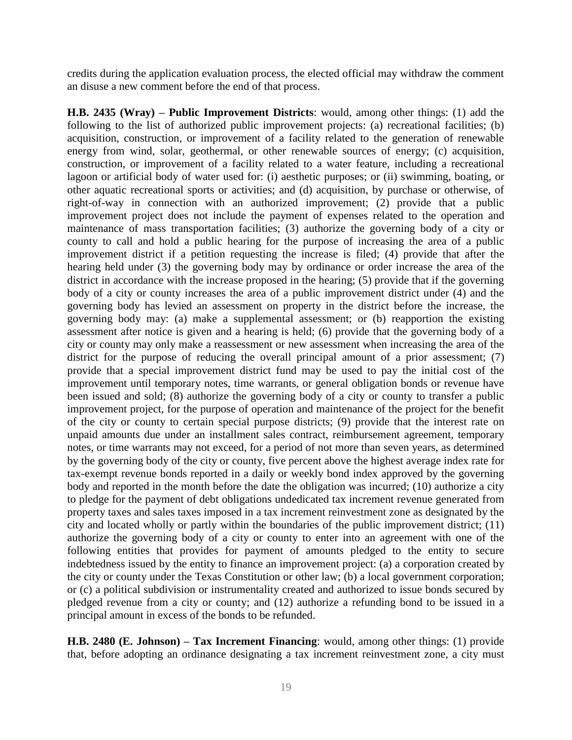credits during the application evaluation process, the elected official may withdraw the comment an disuse a new comment before the end of that process.

**H.B. 2435 (Wray) – Public Improvement Districts**: would, among other things: (1) add the following to the list of authorized public improvement projects: (a) recreational facilities; (b) acquisition, construction, or improvement of a facility related to the generation of renewable energy from wind, solar, geothermal, or other renewable sources of energy; (c) acquisition, construction, or improvement of a facility related to a water feature, including a recreational lagoon or artificial body of water used for: (i) aesthetic purposes; or (ii) swimming, boating, or other aquatic recreational sports or activities; and (d) acquisition, by purchase or otherwise, of right-of-way in connection with an authorized improvement; (2) provide that a public improvement project does not include the payment of expenses related to the operation and maintenance of mass transportation facilities; (3) authorize the governing body of a city or county to call and hold a public hearing for the purpose of increasing the area of a public improvement district if a petition requesting the increase is filed; (4) provide that after the hearing held under (3) the governing body may by ordinance or order increase the area of the district in accordance with the increase proposed in the hearing; (5) provide that if the governing body of a city or county increases the area of a public improvement district under (4) and the governing body has levied an assessment on property in the district before the increase, the governing body may: (a) make a supplemental assessment; or (b) reapportion the existing assessment after notice is given and a hearing is held; (6) provide that the governing body of a city or county may only make a reassessment or new assessment when increasing the area of the district for the purpose of reducing the overall principal amount of a prior assessment; (7) provide that a special improvement district fund may be used to pay the initial cost of the improvement until temporary notes, time warrants, or general obligation bonds or revenue have been issued and sold; (8) authorize the governing body of a city or county to transfer a public improvement project, for the purpose of operation and maintenance of the project for the benefit of the city or county to certain special purpose districts; (9) provide that the interest rate on unpaid amounts due under an installment sales contract, reimbursement agreement, temporary notes, or time warrants may not exceed, for a period of not more than seven years, as determined by the governing body of the city or county, five percent above the highest average index rate for tax-exempt revenue bonds reported in a daily or weekly bond index approved by the governing body and reported in the month before the date the obligation was incurred; (10) authorize a city to pledge for the payment of debt obligations undedicated tax increment revenue generated from property taxes and sales taxes imposed in a tax increment reinvestment zone as designated by the city and located wholly or partly within the boundaries of the public improvement district; (11) authorize the governing body of a city or county to enter into an agreement with one of the following entities that provides for payment of amounts pledged to the entity to secure indebtedness issued by the entity to finance an improvement project: (a) a corporation created by the city or county under the Texas Constitution or other law; (b) a local government corporation; or (c) a political subdivision or instrumentality created and authorized to issue bonds secured by pledged revenue from a city or county; and (12) authorize a refunding bond to be issued in a principal amount in excess of the bonds to be refunded.

**H.B. 2480 (E. Johnson) – Tax Increment Financing**: would, among other things: (1) provide that, before adopting an ordinance designating a tax increment reinvestment zone, a city must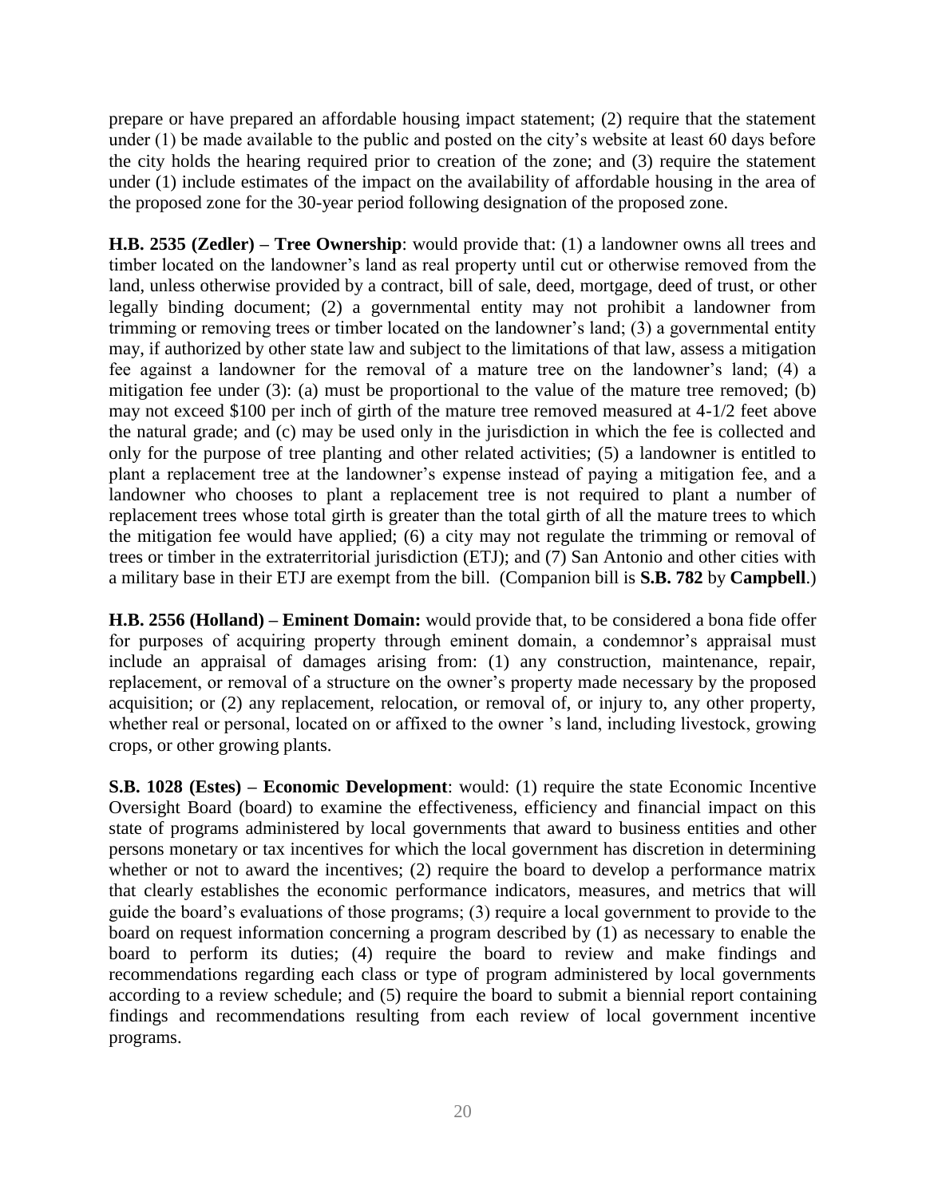prepare or have prepared an affordable housing impact statement; (2) require that the statement under (1) be made available to the public and posted on the city's website at least 60 days before the city holds the hearing required prior to creation of the zone; and (3) require the statement under (1) include estimates of the impact on the availability of affordable housing in the area of the proposed zone for the 30-year period following designation of the proposed zone.

**H.B. 2535 (Zedler) – Tree Ownership**: would provide that: (1) a landowner owns all trees and timber located on the landowner's land as real property until cut or otherwise removed from the land, unless otherwise provided by a contract, bill of sale, deed, mortgage, deed of trust, or other legally binding document; (2) a governmental entity may not prohibit a landowner from trimming or removing trees or timber located on the landowner's land; (3) a governmental entity may, if authorized by other state law and subject to the limitations of that law, assess a mitigation fee against a landowner for the removal of a mature tree on the landowner's land; (4) a mitigation fee under (3): (a) must be proportional to the value of the mature tree removed; (b) may not exceed $100 per inch of girth of the mature tree removed measured at 4-1/2 feet above the natural grade; and (c) may be used only in the jurisdiction in which the fee is collected and only for the purpose of tree planting and other related activities; (5) a landowner is entitled to plant a replacement tree at the landowner's expense instead of paying a mitigation fee, and a landowner who chooses to plant a replacement tree is not required to plant a number of replacement trees whose total girth is greater than the total girth of all the mature trees to which the mitigation fee would have applied; (6) a city may not regulate the trimming or removal of trees or timber in the extraterritorial jurisdiction (ETJ); and (7) San Antonio and other cities with a military base in their ETJ are exempt from the bill. (Companion bill is **S.B. 782** by **Campbell**.)

**H.B. 2556 (Holland) – Eminent Domain:** would provide that, to be considered a bona fide offer for purposes of acquiring property through eminent domain, a condemnor's appraisal must include an appraisal of damages arising from: (1) any construction, maintenance, repair, replacement, or removal of a structure on the owner's property made necessary by the proposed acquisition; or (2) any replacement, relocation, or removal of, or injury to, any other property, whether real or personal, located on or affixed to the owner 's land, including livestock, growing crops, or other growing plants.

**S.B. 1028 (Estes) – Economic Development**: would: (1) require the state Economic Incentive Oversight Board (board) to examine the effectiveness, efficiency and financial impact on this state of programs administered by local governments that award to business entities and other persons monetary or tax incentives for which the local government has discretion in determining whether or not to award the incentives; (2) require the board to develop a performance matrix that clearly establishes the economic performance indicators, measures, and metrics that will guide the board's evaluations of those programs; (3) require a local government to provide to the board on request information concerning a program described by (1) as necessary to enable the board to perform its duties; (4) require the board to review and make findings and recommendations regarding each class or type of program administered by local governments according to a review schedule; and (5) require the board to submit a biennial report containing findings and recommendations resulting from each review of local government incentive programs.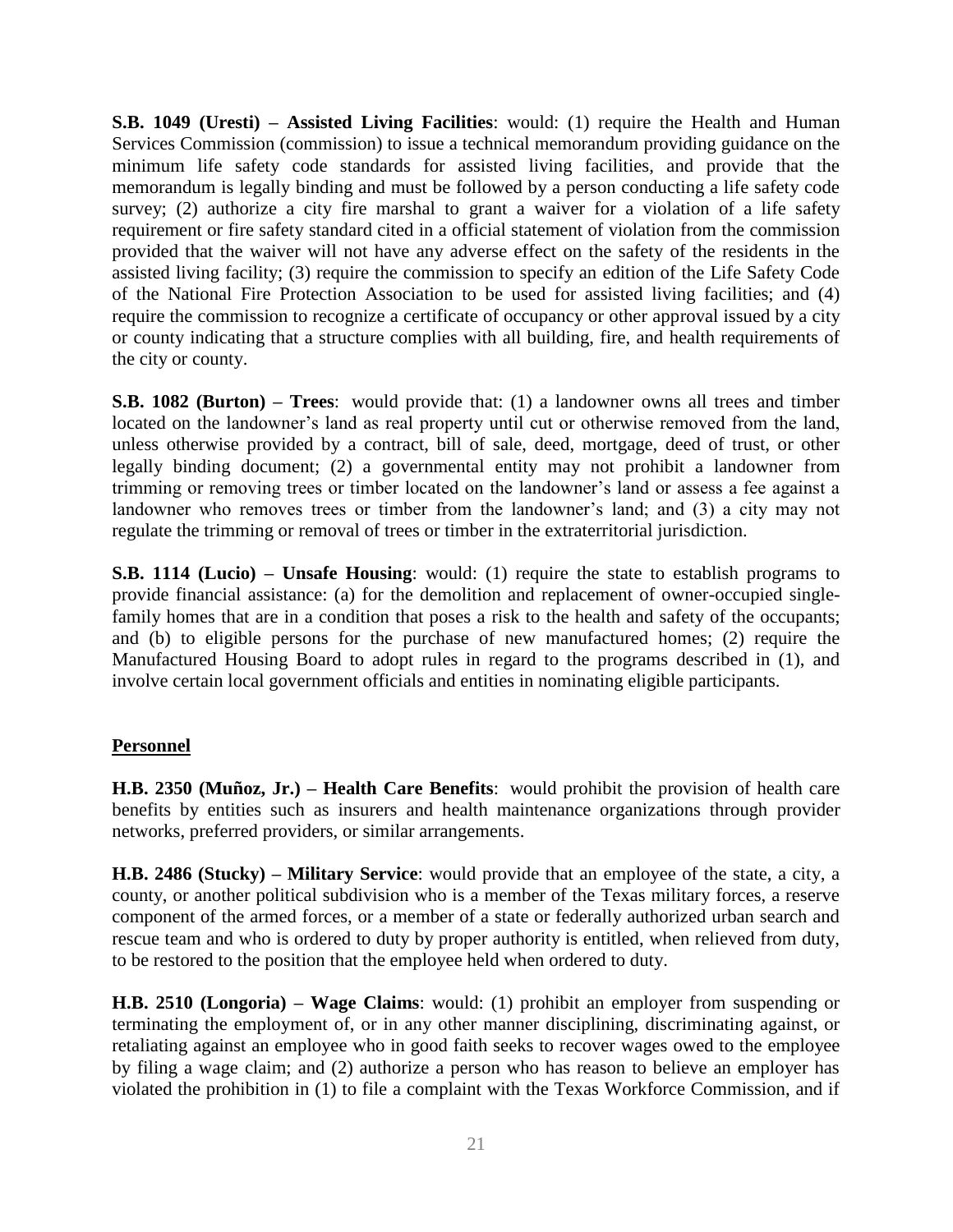**S.B. 1049 (Uresti) – Assisted Living Facilities**: would: (1) require the Health and Human Services Commission (commission) to issue a technical memorandum providing guidance on the minimum life safety code standards for assisted living facilities, and provide that the memorandum is legally binding and must be followed by a person conducting a life safety code survey; (2) authorize a city fire marshal to grant a waiver for a violation of a life safety requirement or fire safety standard cited in a official statement of violation from the commission provided that the waiver will not have any adverse effect on the safety of the residents in the assisted living facility; (3) require the commission to specify an edition of the Life Safety Code of the National Fire Protection Association to be used for assisted living facilities; and (4) require the commission to recognize a certificate of occupancy or other approval issued by a city or county indicating that a structure complies with all building, fire, and health requirements of the city or county.

**S.B. 1082 (Burton) – Trees**: would provide that: (1) a landowner owns all trees and timber located on the landowner's land as real property until cut or otherwise removed from the land, unless otherwise provided by a contract, bill of sale, deed, mortgage, deed of trust, or other legally binding document; (2) a governmental entity may not prohibit a landowner from trimming or removing trees or timber located on the landowner's land or assess a fee against a landowner who removes trees or timber from the landowner's land; and (3) a city may not regulate the trimming or removal of trees or timber in the extraterritorial jurisdiction.

**S.B. 1114 (Lucio) – Unsafe Housing**: would: (1) require the state to establish programs to provide financial assistance: (a) for the demolition and replacement of owner-occupied single-family homes that are in a condition that poses a risk to the health and safety of the occupants; and (b) to eligible persons for the purchase of new manufactured homes; (2) require the Manufactured Housing Board to adopt rules in regard to the programs described in (1), and involve certain local government officials and entities in nominating eligible participants.

## Personnel

**H.B. 2350 (Muñoz, Jr.) – Health Care Benefits**: would prohibit the provision of health care benefits by entities such as insurers and health maintenance organizations through provider networks, preferred providers, or similar arrangements.

**H.B. 2486 (Stucky) – Military Service**: would provide that an employee of the state, a city, a county, or another political subdivision who is a member of the Texas military forces, a reserve component of the armed forces, or a member of a state or federally authorized urban search and rescue team and who is ordered to duty by proper authority is entitled, when relieved from duty, to be restored to the position that the employee held when ordered to duty.

**H.B. 2510 (Longoria) – Wage Claims**: would: (1) prohibit an employer from suspending or terminating the employment of, or in any other manner disciplining, discriminating against, or retaliating against an employee who in good faith seeks to recover wages owed to the employee by filing a wage claim; and (2) authorize a person who has reason to believe an employer has violated the prohibition in (1) to file a complaint with the Texas Workforce Commission, and if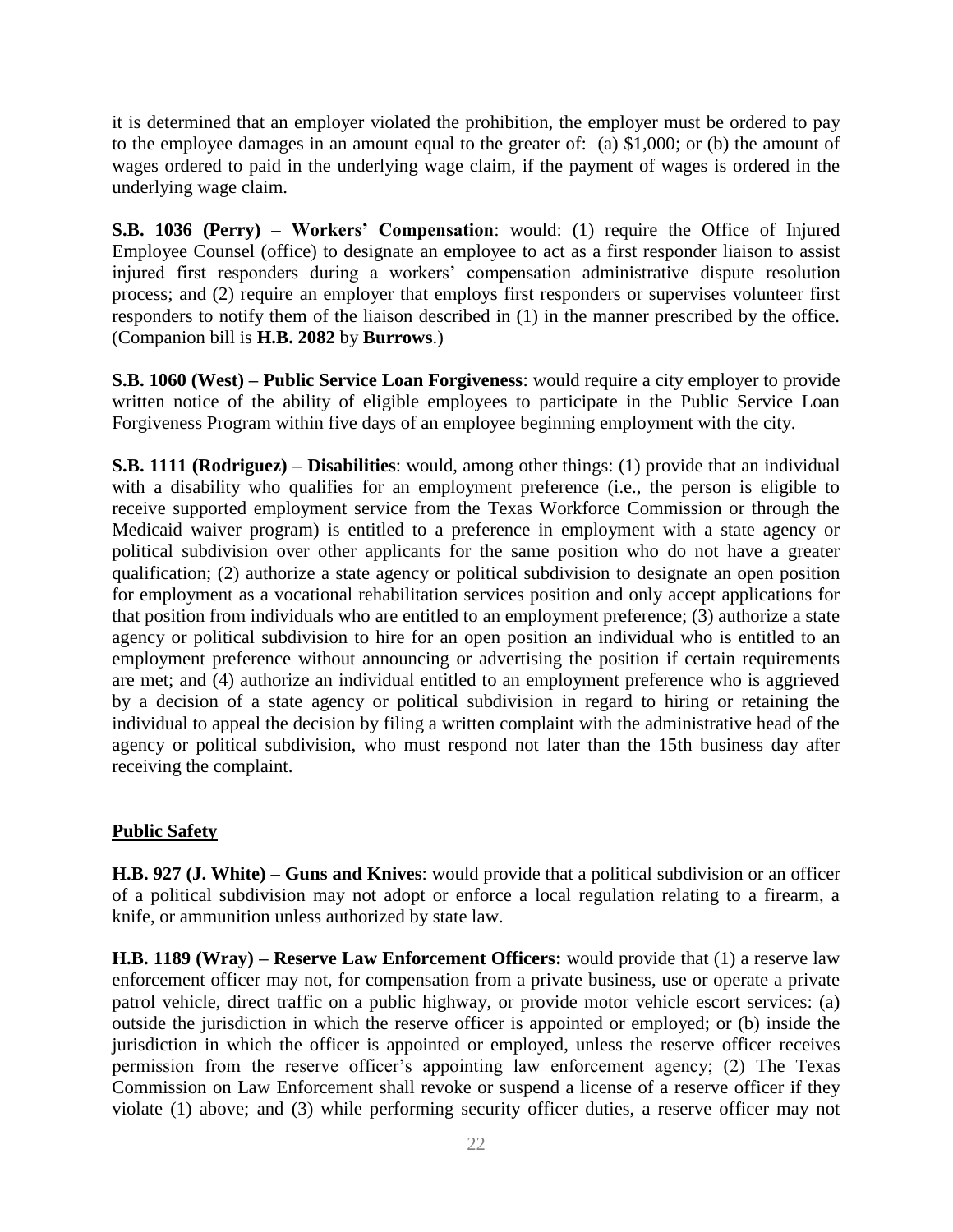it is determined that an employer violated the prohibition, the employer must be ordered to pay to the employee damages in an amount equal to the greater of: (a) $1,000; or (b) the amount of wages ordered to paid in the underlying wage claim, if the payment of wages is ordered in the underlying wage claim.

**S.B. 1036 (Perry) – Workers' Compensation**: would: (1) require the Office of Injured Employee Counsel (office) to designate an employee to act as a first responder liaison to assist injured first responders during a workers' compensation administrative dispute resolution process; and (2) require an employer that employs first responders or supervises volunteer first responders to notify them of the liaison described in (1) in the manner prescribed by the office. (Companion bill is **H.B. 2082** by **Burrows**.)

**S.B. 1060 (West) – Public Service Loan Forgiveness**: would require a city employer to provide written notice of the ability of eligible employees to participate in the Public Service Loan Forgiveness Program within five days of an employee beginning employment with the city.

**S.B. 1111 (Rodriguez) – Disabilities**: would, among other things: (1) provide that an individual with a disability who qualifies for an employment preference (i.e., the person is eligible to receive supported employment service from the Texas Workforce Commission or through the Medicaid waiver program) is entitled to a preference in employment with a state agency or political subdivision over other applicants for the same position who do not have a greater qualification; (2) authorize a state agency or political subdivision to designate an open position for employment as a vocational rehabilitation services position and only accept applications for that position from individuals who are entitled to an employment preference; (3) authorize a state agency or political subdivision to hire for an open position an individual who is entitled to an employment preference without announcing or advertising the position if certain requirements are met; and (4) authorize an individual entitled to an employment preference who is aggrieved by a decision of a state agency or political subdivision in regard to hiring or retaining the individual to appeal the decision by filing a written complaint with the administrative head of the agency or political subdivision, who must respond not later than the 15th business day after receiving the complaint.

## Public Safety

**H.B. 927 (J. White) – Guns and Knives**: would provide that a political subdivision or an officer of a political subdivision may not adopt or enforce a local regulation relating to a firearm, a knife, or ammunition unless authorized by state law.

**H.B. 1189 (Wray) – Reserve Law Enforcement Officers:** would provide that (1) a reserve law enforcement officer may not, for compensation from a private business, use or operate a private patrol vehicle, direct traffic on a public highway, or provide motor vehicle escort services: (a) outside the jurisdiction in which the reserve officer is appointed or employed; or (b) inside the jurisdiction in which the officer is appointed or employed, unless the reserve officer receives permission from the reserve officer's appointing law enforcement agency; (2) The Texas Commission on Law Enforcement shall revoke or suspend a license of a reserve officer if they violate (1) above; and (3) while performing security officer duties, a reserve officer may not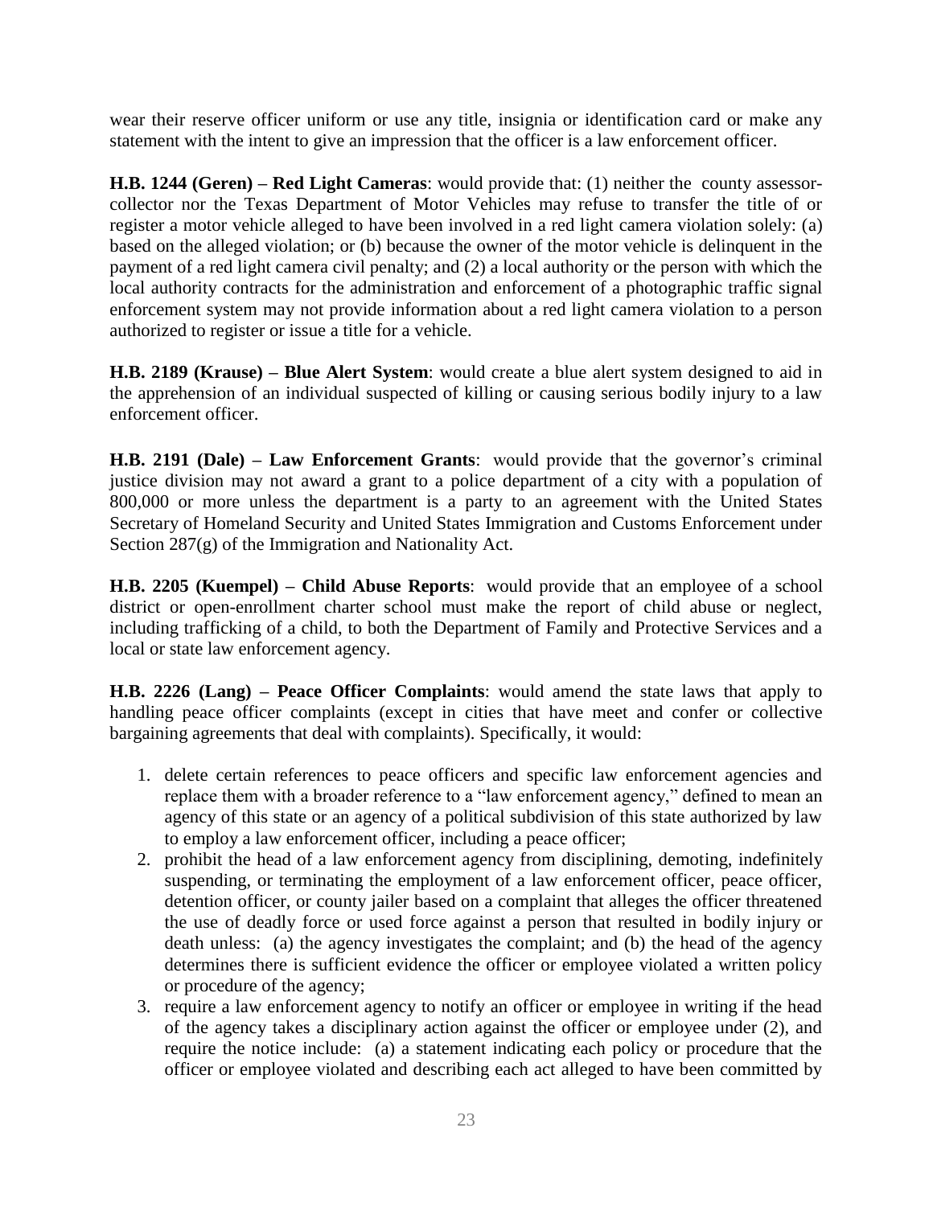wear their reserve officer uniform or use any title, insignia or identification card or make any statement with the intent to give an impression that the officer is a law enforcement officer.

**H.B. 1244 (Geren) – Red Light Cameras**: would provide that: (1) neither the county assessor-collector nor the Texas Department of Motor Vehicles may refuse to transfer the title of or register a motor vehicle alleged to have been involved in a red light camera violation solely: (a) based on the alleged violation; or (b) because the owner of the motor vehicle is delinquent in the payment of a red light camera civil penalty; and (2) a local authority or the person with which the local authority contracts for the administration and enforcement of a photographic traffic signal enforcement system may not provide information about a red light camera violation to a person authorized to register or issue a title for a vehicle.

**H.B. 2189 (Krause) – Blue Alert System**: would create a blue alert system designed to aid in the apprehension of an individual suspected of killing or causing serious bodily injury to a law enforcement officer.

**H.B. 2191 (Dale) – Law Enforcement Grants**: would provide that the governor's criminal justice division may not award a grant to a police department of a city with a population of 800,000 or more unless the department is a party to an agreement with the United States Secretary of Homeland Security and United States Immigration and Customs Enforcement under Section 287(g) of the Immigration and Nationality Act.

**H.B. 2205 (Kuempel) – Child Abuse Reports**: would provide that an employee of a school district or open-enrollment charter school must make the report of child abuse or neglect, including trafficking of a child, to both the Department of Family and Protective Services and a local or state law enforcement agency.

**H.B. 2226 (Lang) – Peace Officer Complaints**: would amend the state laws that apply to handling peace officer complaints (except in cities that have meet and confer or collective bargaining agreements that deal with complaints). Specifically, it would:

1. delete certain references to peace officers and specific law enforcement agencies and replace them with a broader reference to a "law enforcement agency," defined to mean an agency of this state or an agency of a political subdivision of this state authorized by law to employ a law enforcement officer, including a peace officer;
2. prohibit the head of a law enforcement agency from disciplining, demoting, indefinitely suspending, or terminating the employment of a law enforcement officer, peace officer, detention officer, or county jailer based on a complaint that alleges the officer threatened the use of deadly force or used force against a person that resulted in bodily injury or death unless: (a) the agency investigates the complaint; and (b) the head of the agency determines there is sufficient evidence the officer or employee violated a written policy or procedure of the agency;
3. require a law enforcement agency to notify an officer or employee in writing if the head of the agency takes a disciplinary action against the officer or employee under (2), and require the notice include: (a) a statement indicating each policy or procedure that the officer or employee violated and describing each act alleged to have been committed by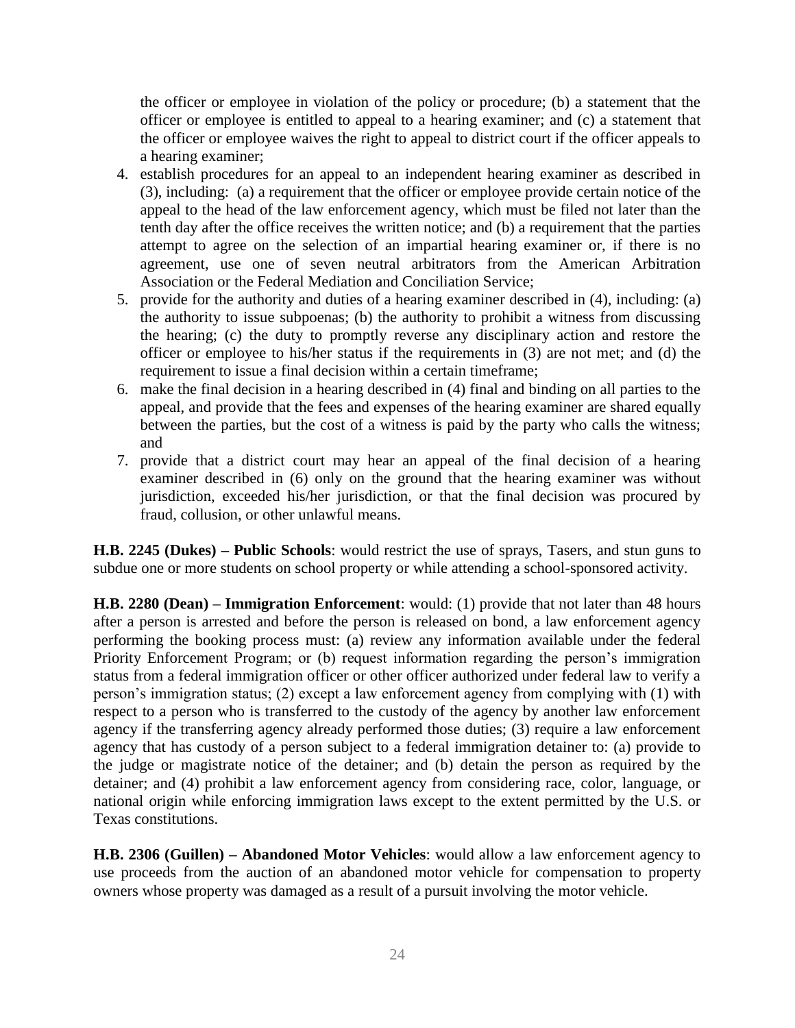the officer or employee in violation of the policy or procedure; (b) a statement that the officer or employee is entitled to appeal to a hearing examiner; and (c) a statement that the officer or employee waives the right to appeal to district court if the officer appeals to a hearing examiner;

4. establish procedures for an appeal to an independent hearing examiner as described in (3), including: (a) a requirement that the officer or employee provide certain notice of the appeal to the head of the law enforcement agency, which must be filed not later than the tenth day after the office receives the written notice; and (b) a requirement that the parties attempt to agree on the selection of an impartial hearing examiner or, if there is no agreement, use one of seven neutral arbitrators from the American Arbitration Association or the Federal Mediation and Conciliation Service;
5. provide for the authority and duties of a hearing examiner described in (4), including: (a) the authority to issue subpoenas; (b) the authority to prohibit a witness from discussing the hearing; (c) the duty to promptly reverse any disciplinary action and restore the officer or employee to his/her status if the requirements in (3) are not met; and (d) the requirement to issue a final decision within a certain timeframe;
6. make the final decision in a hearing described in (4) final and binding on all parties to the appeal, and provide that the fees and expenses of the hearing examiner are shared equally between the parties, but the cost of a witness is paid by the party who calls the witness; and
7. provide that a district court may hear an appeal of the final decision of a hearing examiner described in (6) only on the ground that the hearing examiner was without jurisdiction, exceeded his/her jurisdiction, or that the final decision was procured by fraud, collusion, or other unlawful means.

**H.B. 2245 (Dukes) – Public Schools**: would restrict the use of sprays, Tasers, and stun guns to subdue one or more students on school property or while attending a school-sponsored activity.

**H.B. 2280 (Dean) – Immigration Enforcement**: would: (1) provide that not later than 48 hours after a person is arrested and before the person is released on bond, a law enforcement agency performing the booking process must: (a) review any information available under the federal Priority Enforcement Program; or (b) request information regarding the person's immigration status from a federal immigration officer or other officer authorized under federal law to verify a person's immigration status; (2) except a law enforcement agency from complying with (1) with respect to a person who is transferred to the custody of the agency by another law enforcement agency if the transferring agency already performed those duties; (3) require a law enforcement agency that has custody of a person subject to a federal immigration detainer to: (a) provide to the judge or magistrate notice of the detainer; and (b) detain the person as required by the detainer; and (4) prohibit a law enforcement agency from considering race, color, language, or national origin while enforcing immigration laws except to the extent permitted by the U.S. or Texas constitutions.

**H.B. 2306 (Guillen) – Abandoned Motor Vehicles**: would allow a law enforcement agency to use proceeds from the auction of an abandoned motor vehicle for compensation to property owners whose property was damaged as a result of a pursuit involving the motor vehicle.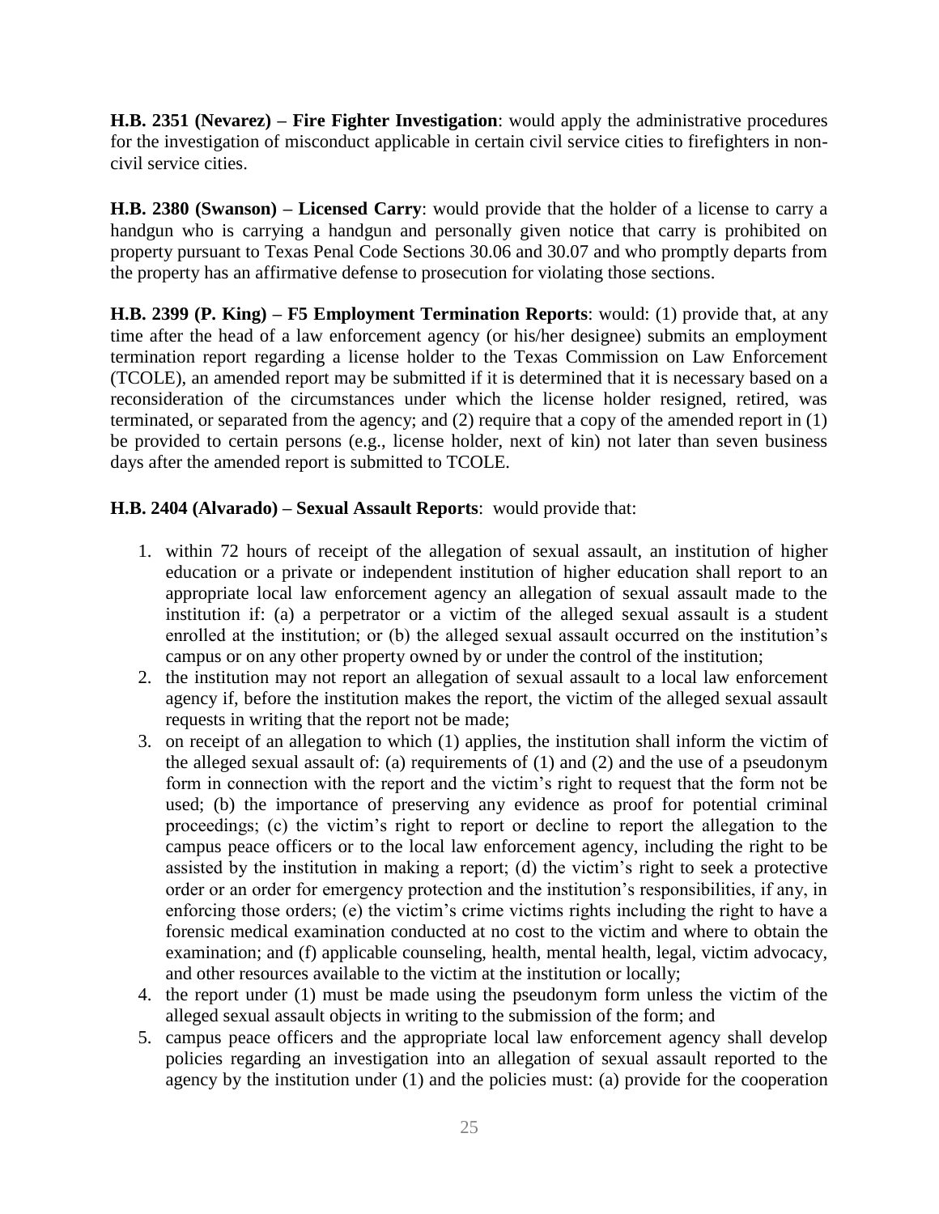**H.B. 2351 (Nevarez) – Fire Fighter Investigation**: would apply the administrative procedures for the investigation of misconduct applicable in certain civil service cities to firefighters in non-civil service cities.

**H.B. 2380 (Swanson) – Licensed Carry**: would provide that the holder of a license to carry a handgun who is carrying a handgun and personally given notice that carry is prohibited on property pursuant to Texas Penal Code Sections 30.06 and 30.07 and who promptly departs from the property has an affirmative defense to prosecution for violating those sections.

**H.B. 2399 (P. King) – F5 Employment Termination Reports**: would: (1) provide that, at any time after the head of a law enforcement agency (or his/her designee) submits an employment termination report regarding a license holder to the Texas Commission on Law Enforcement (TCOLE), an amended report may be submitted if it is determined that it is necessary based on a reconsideration of the circumstances under which the license holder resigned, retired, was terminated, or separated from the agency; and (2) require that a copy of the amended report in (1) be provided to certain persons (e.g., license holder, next of kin) not later than seven business days after the amended report is submitted to TCOLE.

**H.B. 2404 (Alvarado) – Sexual Assault Reports**: would provide that:

1. within 72 hours of receipt of the allegation of sexual assault, an institution of higher education or a private or independent institution of higher education shall report to an appropriate local law enforcement agency an allegation of sexual assault made to the institution if: (a) a perpetrator or a victim of the alleged sexual assault is a student enrolled at the institution; or (b) the alleged sexual assault occurred on the institution's campus or on any other property owned by or under the control of the institution;
2. the institution may not report an allegation of sexual assault to a local law enforcement agency if, before the institution makes the report, the victim of the alleged sexual assault requests in writing that the report not be made;
3. on receipt of an allegation to which (1) applies, the institution shall inform the victim of the alleged sexual assault of: (a) requirements of (1) and (2) and the use of a pseudonym form in connection with the report and the victim's right to request that the form not be used; (b) the importance of preserving any evidence as proof for potential criminal proceedings; (c) the victim's right to report or decline to report the allegation to the campus peace officers or to the local law enforcement agency, including the right to be assisted by the institution in making a report; (d) the victim's right to seek a protective order or an order for emergency protection and the institution's responsibilities, if any, in enforcing those orders; (e) the victim's crime victims rights including the right to have a forensic medical examination conducted at no cost to the victim and where to obtain the examination; and (f) applicable counseling, health, mental health, legal, victim advocacy, and other resources available to the victim at the institution or locally;
4. the report under (1) must be made using the pseudonym form unless the victim of the alleged sexual assault objects in writing to the submission of the form; and
5. campus peace officers and the appropriate local law enforcement agency shall develop policies regarding an investigation into an allegation of sexual assault reported to the agency by the institution under (1) and the policies must: (a) provide for the cooperation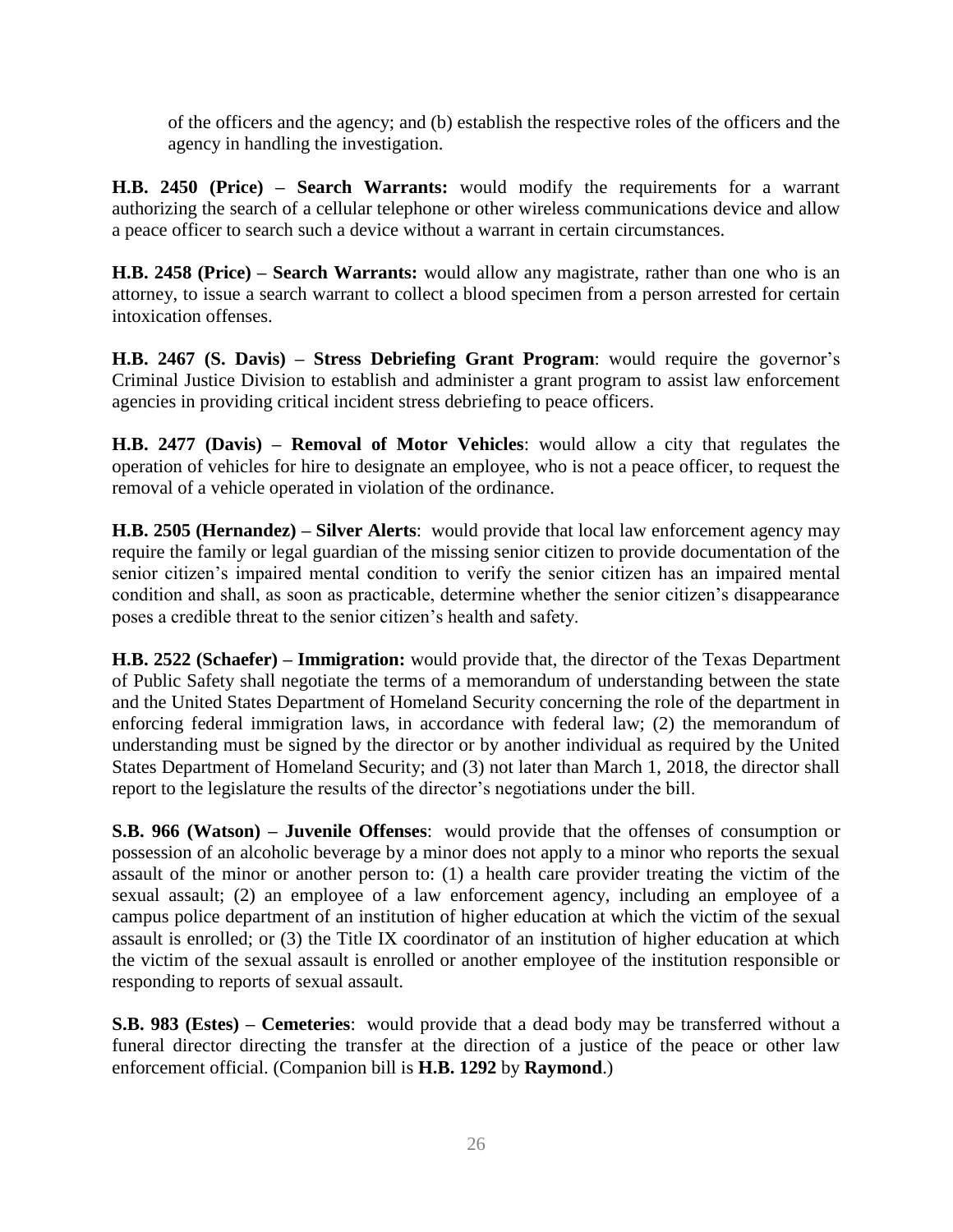of the officers and the agency; and (b) establish the respective roles of the officers and the agency in handling the investigation.

**H.B. 2450 (Price) – Search Warrants:** would modify the requirements for a warrant authorizing the search of a cellular telephone or other wireless communications device and allow a peace officer to search such a device without a warrant in certain circumstances.

**H.B. 2458 (Price) – Search Warrants:** would allow any magistrate, rather than one who is an attorney, to issue a search warrant to collect a blood specimen from a person arrested for certain intoxication offenses.

**H.B. 2467 (S. Davis) – Stress Debriefing Grant Program**: would require the governor's Criminal Justice Division to establish and administer a grant program to assist law enforcement agencies in providing critical incident stress debriefing to peace officers.

**H.B. 2477 (Davis) – Removal of Motor Vehicles**: would allow a city that regulates the operation of vehicles for hire to designate an employee, who is not a peace officer, to request the removal of a vehicle operated in violation of the ordinance.

**H.B. 2505 (Hernandez) – Silver Alerts**: would provide that local law enforcement agency may require the family or legal guardian of the missing senior citizen to provide documentation of the senior citizen's impaired mental condition to verify the senior citizen has an impaired mental condition and shall, as soon as practicable, determine whether the senior citizen's disappearance poses a credible threat to the senior citizen's health and safety.

**H.B. 2522 (Schaefer) – Immigration:** would provide that, the director of the Texas Department of Public Safety shall negotiate the terms of a memorandum of understanding between the state and the United States Department of Homeland Security concerning the role of the department in enforcing federal immigration laws, in accordance with federal law; (2) the memorandum of understanding must be signed by the director or by another individual as required by the United States Department of Homeland Security; and (3) not later than March 1, 2018, the director shall report to the legislature the results of the director's negotiations under the bill.

**S.B. 966 (Watson) – Juvenile Offenses**: would provide that the offenses of consumption or possession of an alcoholic beverage by a minor does not apply to a minor who reports the sexual assault of the minor or another person to: (1) a health care provider treating the victim of the sexual assault; (2) an employee of a law enforcement agency, including an employee of a campus police department of an institution of higher education at which the victim of the sexual assault is enrolled; or (3) the Title IX coordinator of an institution of higher education at which the victim of the sexual assault is enrolled or another employee of the institution responsible or responding to reports of sexual assault.

**S.B. 983 (Estes) – Cemeteries**: would provide that a dead body may be transferred without a funeral director directing the transfer at the direction of a justice of the peace or other law enforcement official. (Companion bill is **H.B. 1292** by **Raymond**.)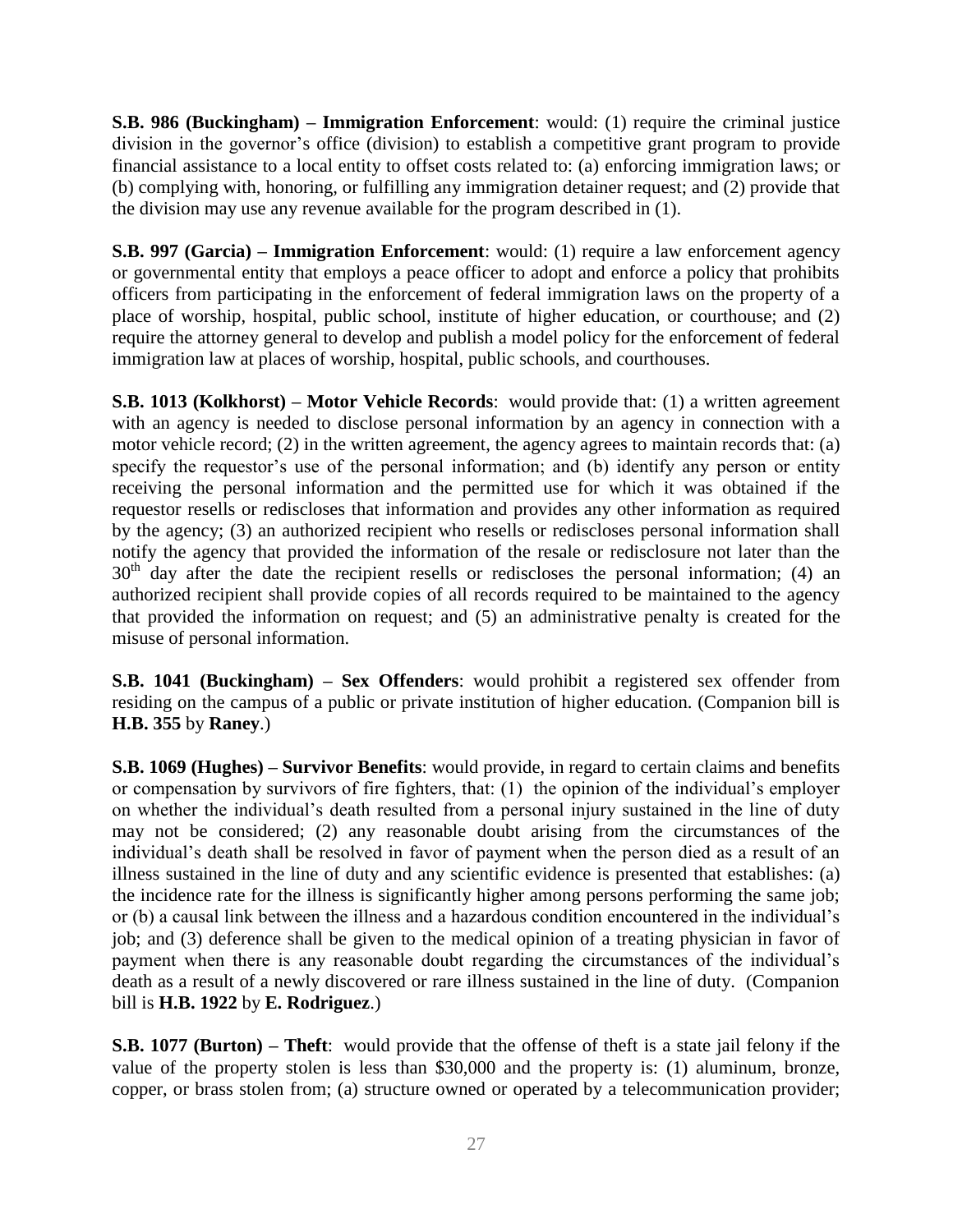**S.B. 986 (Buckingham) – Immigration Enforcement**: would: (1) require the criminal justice division in the governor's office (division) to establish a competitive grant program to provide financial assistance to a local entity to offset costs related to: (a) enforcing immigration laws; or (b) complying with, honoring, or fulfilling any immigration detainer request; and (2) provide that the division may use any revenue available for the program described in (1).

**S.B. 997 (Garcia) – Immigration Enforcement**: would: (1) require a law enforcement agency or governmental entity that employs a peace officer to adopt and enforce a policy that prohibits officers from participating in the enforcement of federal immigration laws on the property of a place of worship, hospital, public school, institute of higher education, or courthouse; and (2) require the attorney general to develop and publish a model policy for the enforcement of federal immigration law at places of worship, hospital, public schools, and courthouses.

**S.B. 1013 (Kolkhorst) – Motor Vehicle Records**: would provide that: (1) a written agreement with an agency is needed to disclose personal information by an agency in connection with a motor vehicle record; (2) in the written agreement, the agency agrees to maintain records that: (a) specify the requestor's use of the personal information; and (b) identify any person or entity receiving the personal information and the permitted use for which it was obtained if the requestor resells or rediscloses that information and provides any other information as required by the agency; (3) an authorized recipient who resells or rediscloses personal information shall notify the agency that provided the information of the resale or redisclosure not later than the 30th day after the date the recipient resells or rediscloses the personal information; (4) an authorized recipient shall provide copies of all records required to be maintained to the agency that provided the information on request; and (5) an administrative penalty is created for the misuse of personal information.

**S.B. 1041 (Buckingham) – Sex Offenders**: would prohibit a registered sex offender from residing on the campus of a public or private institution of higher education. (Companion bill is **H.B. 355** by **Raney**.)

**S.B. 1069 (Hughes) – Survivor Benefits**: would provide, in regard to certain claims and benefits or compensation by survivors of fire fighters, that: (1) the opinion of the individual's employer on whether the individual's death resulted from a personal injury sustained in the line of duty may not be considered; (2) any reasonable doubt arising from the circumstances of the individual's death shall be resolved in favor of payment when the person died as a result of an illness sustained in the line of duty and any scientific evidence is presented that establishes: (a) the incidence rate for the illness is significantly higher among persons performing the same job; or (b) a causal link between the illness and a hazardous condition encountered in the individual's job; and (3) deference shall be given to the medical opinion of a treating physician in favor of payment when there is any reasonable doubt regarding the circumstances of the individual's death as a result of a newly discovered or rare illness sustained in the line of duty. (Companion bill is **H.B. 1922** by **E. Rodriguez**.)

**S.B. 1077 (Burton) – Theft**: would provide that the offense of theft is a state jail felony if the value of the property stolen is less than $30,000 and the property is: (1) aluminum, bronze, copper, or brass stolen from; (a) structure owned or operated by a telecommunication provider;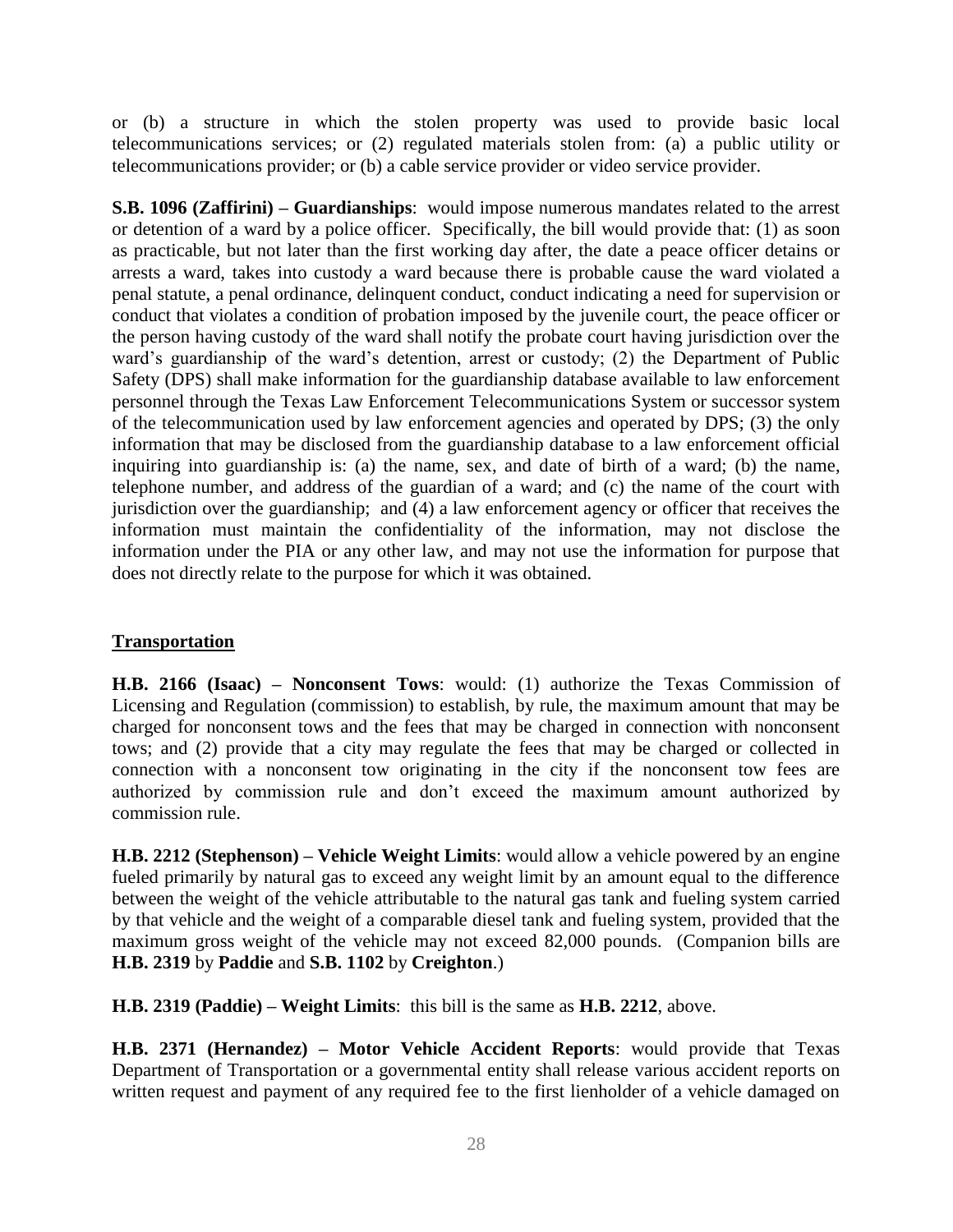or (b) a structure in which the stolen property was used to provide basic local telecommunications services; or (2) regulated materials stolen from: (a) a public utility or telecommunications provider; or (b) a cable service provider or video service provider.

**S.B. 1096 (Zaffirini) – Guardianships**: would impose numerous mandates related to the arrest or detention of a ward by a police officer. Specifically, the bill would provide that: (1) as soon as practicable, but not later than the first working day after, the date a peace officer detains or arrests a ward, takes into custody a ward because there is probable cause the ward violated a penal statute, a penal ordinance, delinquent conduct, conduct indicating a need for supervision or conduct that violates a condition of probation imposed by the juvenile court, the peace officer or the person having custody of the ward shall notify the probate court having jurisdiction over the ward's guardianship of the ward's detention, arrest or custody; (2) the Department of Public Safety (DPS) shall make information for the guardianship database available to law enforcement personnel through the Texas Law Enforcement Telecommunications System or successor system of the telecommunication used by law enforcement agencies and operated by DPS; (3) the only information that may be disclosed from the guardianship database to a law enforcement official inquiring into guardianship is: (a) the name, sex, and date of birth of a ward; (b) the name, telephone number, and address of the guardian of a ward; and (c) the name of the court with jurisdiction over the guardianship; and (4) a law enforcement agency or officer that receives the information must maintain the confidentiality of the information, may not disclose the information under the PIA or any other law, and may not use the information for purpose that does not directly relate to the purpose for which it was obtained.

## Transportation

**H.B. 2166 (Isaac) – Nonconsent Tows**: would: (1) authorize the Texas Commission of Licensing and Regulation (commission) to establish, by rule, the maximum amount that may be charged for nonconsent tows and the fees that may be charged in connection with nonconsent tows; and (2) provide that a city may regulate the fees that may be charged or collected in connection with a nonconsent tow originating in the city if the nonconsent tow fees are authorized by commission rule and don't exceed the maximum amount authorized by commission rule.

**H.B. 2212 (Stephenson) – Vehicle Weight Limits**: would allow a vehicle powered by an engine fueled primarily by natural gas to exceed any weight limit by an amount equal to the difference between the weight of the vehicle attributable to the natural gas tank and fueling system carried by that vehicle and the weight of a comparable diesel tank and fueling system, provided that the maximum gross weight of the vehicle may not exceed 82,000 pounds. (Companion bills are **H.B. 2319** by **Paddie** and **S.B. 1102** by **Creighton**.)

**H.B. 2319 (Paddie) – Weight Limits**: this bill is the same as **H.B. 2212**, above.

**H.B. 2371 (Hernandez) – Motor Vehicle Accident Reports**: would provide that Texas Department of Transportation or a governmental entity shall release various accident reports on written request and payment of any required fee to the first lienholder of a vehicle damaged on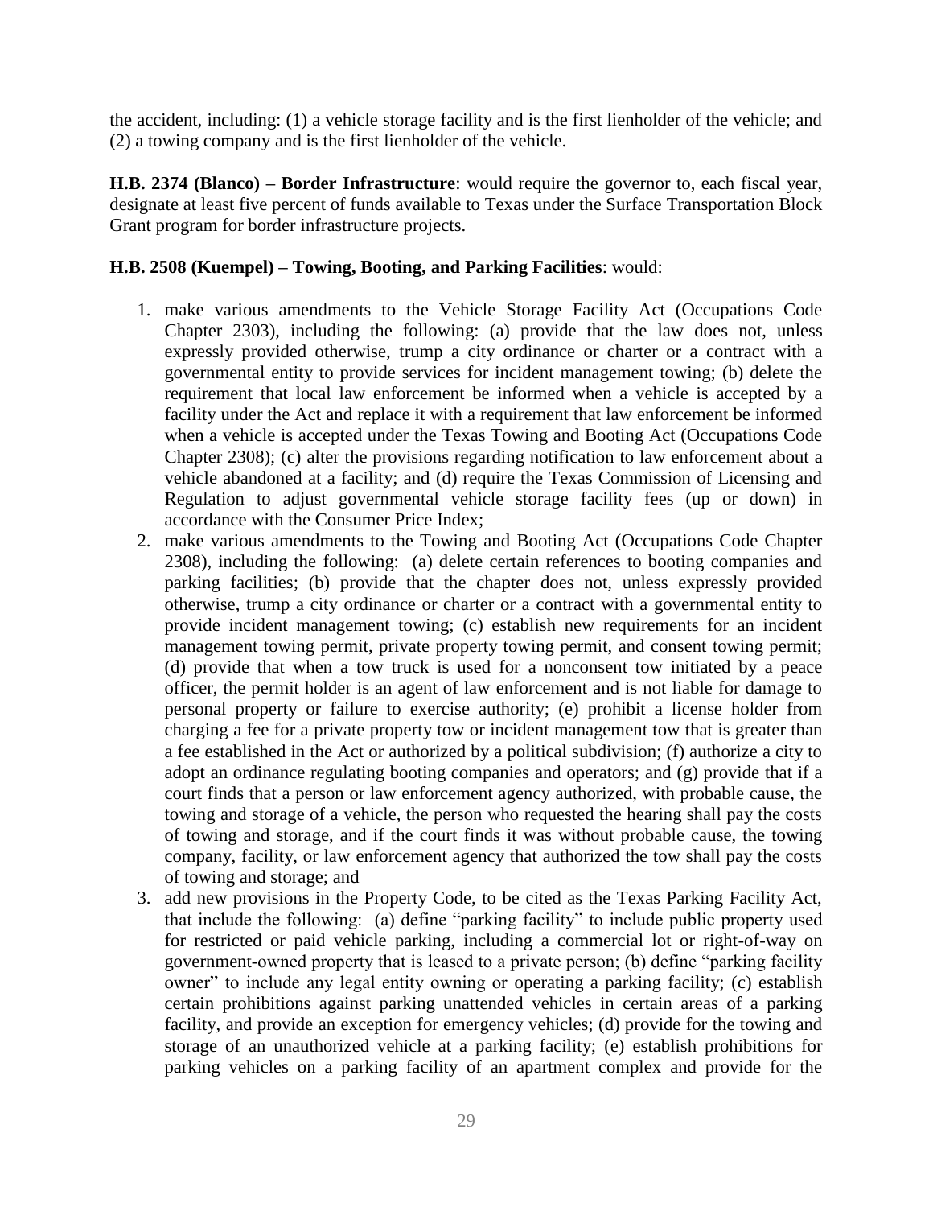the accident, including: (1) a vehicle storage facility and is the first lienholder of the vehicle; and (2) a towing company and is the first lienholder of the vehicle.

**H.B. 2374 (Blanco) – Border Infrastructure**: would require the governor to, each fiscal year, designate at least five percent of funds available to Texas under the Surface Transportation Block Grant program for border infrastructure projects.

**H.B. 2508 (Kuempel) – Towing, Booting, and Parking Facilities**: would:

1. make various amendments to the Vehicle Storage Facility Act (Occupations Code Chapter 2303), including the following: (a) provide that the law does not, unless expressly provided otherwise, trump a city ordinance or charter or a contract with a governmental entity to provide services for incident management towing; (b) delete the requirement that local law enforcement be informed when a vehicle is accepted by a facility under the Act and replace it with a requirement that law enforcement be informed when a vehicle is accepted under the Texas Towing and Booting Act (Occupations Code Chapter 2308); (c) alter the provisions regarding notification to law enforcement about a vehicle abandoned at a facility; and (d) require the Texas Commission of Licensing and Regulation to adjust governmental vehicle storage facility fees (up or down) in accordance with the Consumer Price Index;
2. make various amendments to the Towing and Booting Act (Occupations Code Chapter 2308), including the following: (a) delete certain references to booting companies and parking facilities; (b) provide that the chapter does not, unless expressly provided otherwise, trump a city ordinance or charter or a contract with a governmental entity to provide incident management towing; (c) establish new requirements for an incident management towing permit, private property towing permit, and consent towing permit; (d) provide that when a tow truck is used for a nonconsent tow initiated by a peace officer, the permit holder is an agent of law enforcement and is not liable for damage to personal property or failure to exercise authority; (e) prohibit a license holder from charging a fee for a private property tow or incident management tow that is greater than a fee established in the Act or authorized by a political subdivision; (f) authorize a city to adopt an ordinance regulating booting companies and operators; and (g) provide that if a court finds that a person or law enforcement agency authorized, with probable cause, the towing and storage of a vehicle, the person who requested the hearing shall pay the costs of towing and storage, and if the court finds it was without probable cause, the towing company, facility, or law enforcement agency that authorized the tow shall pay the costs of towing and storage; and
3. add new provisions in the Property Code, to be cited as the Texas Parking Facility Act, that include the following: (a) define "parking facility" to include public property used for restricted or paid vehicle parking, including a commercial lot or right-of-way on government-owned property that is leased to a private person; (b) define "parking facility owner" to include any legal entity owning or operating a parking facility; (c) establish certain prohibitions against parking unattended vehicles in certain areas of a parking facility, and provide an exception for emergency vehicles; (d) provide for the towing and storage of an unauthorized vehicle at a parking facility; (e) establish prohibitions for parking vehicles on a parking facility of an apartment complex and provide for the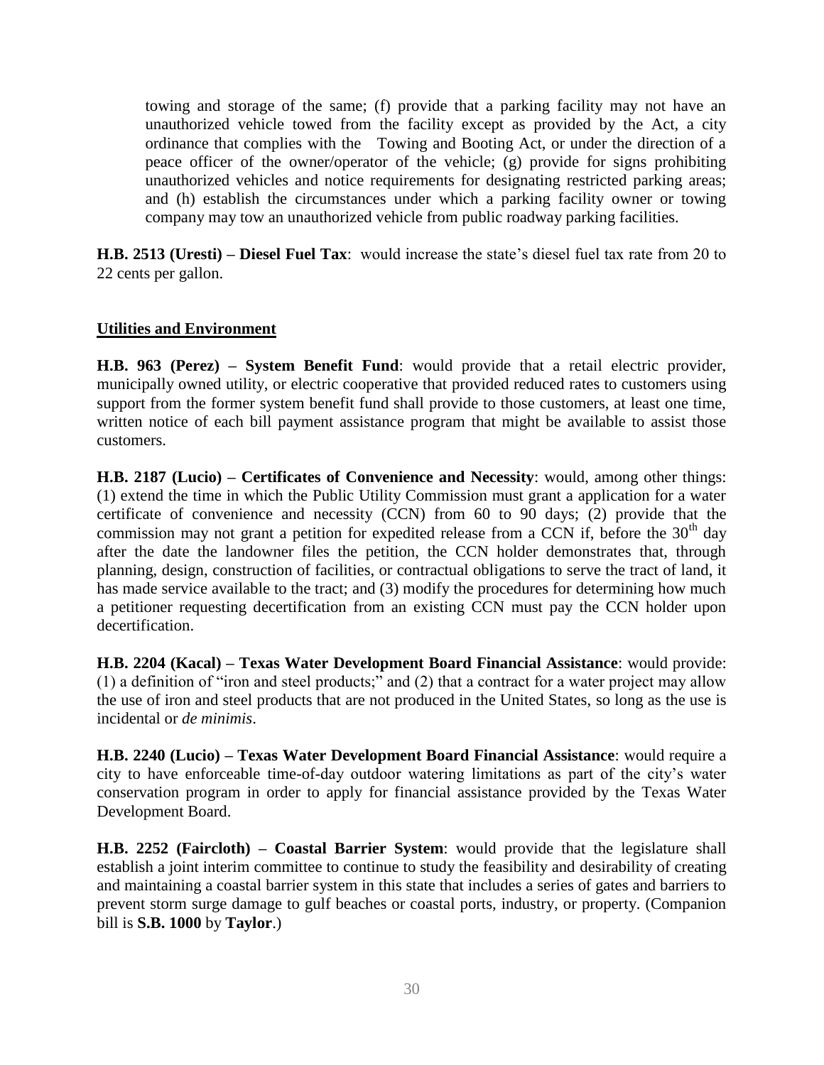towing and storage of the same; (f) provide that a parking facility may not have an unauthorized vehicle towed from the facility except as provided by the Act, a city ordinance that complies with the Towing and Booting Act, or under the direction of a peace officer of the owner/operator of the vehicle; (g) provide for signs prohibiting unauthorized vehicles and notice requirements for designating restricted parking areas; and (h) establish the circumstances under which a parking facility owner or towing company may tow an unauthorized vehicle from public roadway parking facilities.

**H.B. 2513 (Uresti) – Diesel Fuel Tax**: would increase the state's diesel fuel tax rate from 20 to 22 cents per gallon.

## Utilities and Environment

**H.B. 963 (Perez) – System Benefit Fund**: would provide that a retail electric provider, municipally owned utility, or electric cooperative that provided reduced rates to customers using support from the former system benefit fund shall provide to those customers, at least one time, written notice of each bill payment assistance program that might be available to assist those customers.

**H.B. 2187 (Lucio) – Certificates of Convenience and Necessity**: would, among other things: (1) extend the time in which the Public Utility Commission must grant a application for a water certificate of convenience and necessity (CCN) from 60 to 90 days; (2) provide that the commission may not grant a petition for expedited release from a CCN if, before the 30th day after the date the landowner files the petition, the CCN holder demonstrates that, through planning, design, construction of facilities, or contractual obligations to serve the tract of land, it has made service available to the tract; and (3) modify the procedures for determining how much a petitioner requesting decertification from an existing CCN must pay the CCN holder upon decertification.

**H.B. 2204 (Kacal) – Texas Water Development Board Financial Assistance**: would provide: (1) a definition of "iron and steel products;" and (2) that a contract for a water project may allow the use of iron and steel products that are not produced in the United States, so long as the use is incidental or *de minimis*.

**H.B. 2240 (Lucio) – Texas Water Development Board Financial Assistance**: would require a city to have enforceable time-of-day outdoor watering limitations as part of the city's water conservation program in order to apply for financial assistance provided by the Texas Water Development Board.

**H.B. 2252 (Faircloth) – Coastal Barrier System**: would provide that the legislature shall establish a joint interim committee to continue to study the feasibility and desirability of creating and maintaining a coastal barrier system in this state that includes a series of gates and barriers to prevent storm surge damage to gulf beaches or coastal ports, industry, or property. (Companion bill is **S.B. 1000** by **Taylor**.)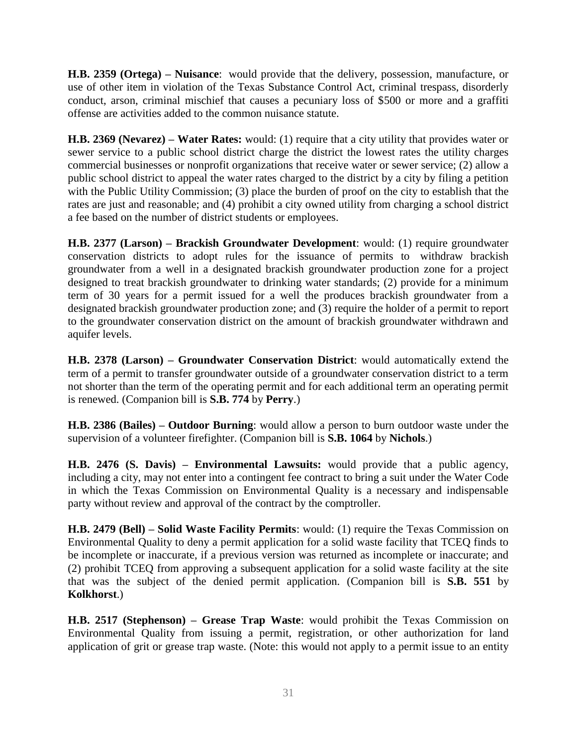**H.B. 2359 (Ortega) – Nuisance**: would provide that the delivery, possession, manufacture, or use of other item in violation of the Texas Substance Control Act, criminal trespass, disorderly conduct, arson, criminal mischief that causes a pecuniary loss of $500 or more and a graffiti offense are activities added to the common nuisance statute.

**H.B. 2369 (Nevarez) – Water Rates:** would: (1) require that a city utility that provides water or sewer service to a public school district charge the district the lowest rates the utility charges commercial businesses or nonprofit organizations that receive water or sewer service; (2) allow a public school district to appeal the water rates charged to the district by a city by filing a petition with the Public Utility Commission; (3) place the burden of proof on the city to establish that the rates are just and reasonable; and (4) prohibit a city owned utility from charging a school district a fee based on the number of district students or employees.

**H.B. 2377 (Larson) – Brackish Groundwater Development**: would: (1) require groundwater conservation districts to adopt rules for the issuance of permits to withdraw brackish groundwater from a well in a designated brackish groundwater production zone for a project designed to treat brackish groundwater to drinking water standards; (2) provide for a minimum term of 30 years for a permit issued for a well the produces brackish groundwater from a designated brackish groundwater production zone; and (3) require the holder of a permit to report to the groundwater conservation district on the amount of brackish groundwater withdrawn and aquifer levels.

**H.B. 2378 (Larson) – Groundwater Conservation District**: would automatically extend the term of a permit to transfer groundwater outside of a groundwater conservation district to a term not shorter than the term of the operating permit and for each additional term an operating permit is renewed. (Companion bill is **S.B. 774** by **Perry**.)

**H.B. 2386 (Bailes) – Outdoor Burning**: would allow a person to burn outdoor waste under the supervision of a volunteer firefighter. (Companion bill is **S.B. 1064** by **Nichols**.)

**H.B. 2476 (S. Davis) – Environmental Lawsuits:** would provide that a public agency, including a city, may not enter into a contingent fee contract to bring a suit under the Water Code in which the Texas Commission on Environmental Quality is a necessary and indispensable party without review and approval of the contract by the comptroller.

**H.B. 2479 (Bell) – Solid Waste Facility Permits**: would: (1) require the Texas Commission on Environmental Quality to deny a permit application for a solid waste facility that TCEQ finds to be incomplete or inaccurate, if a previous version was returned as incomplete or inaccurate; and (2) prohibit TCEQ from approving a subsequent application for a solid waste facility at the site that was the subject of the denied permit application. (Companion bill is **S.B. 551** by **Kolkhorst**.)

**H.B. 2517 (Stephenson) – Grease Trap Waste**: would prohibit the Texas Commission on Environmental Quality from issuing a permit, registration, or other authorization for land application of grit or grease trap waste. (Note: this would not apply to a permit issue to an entity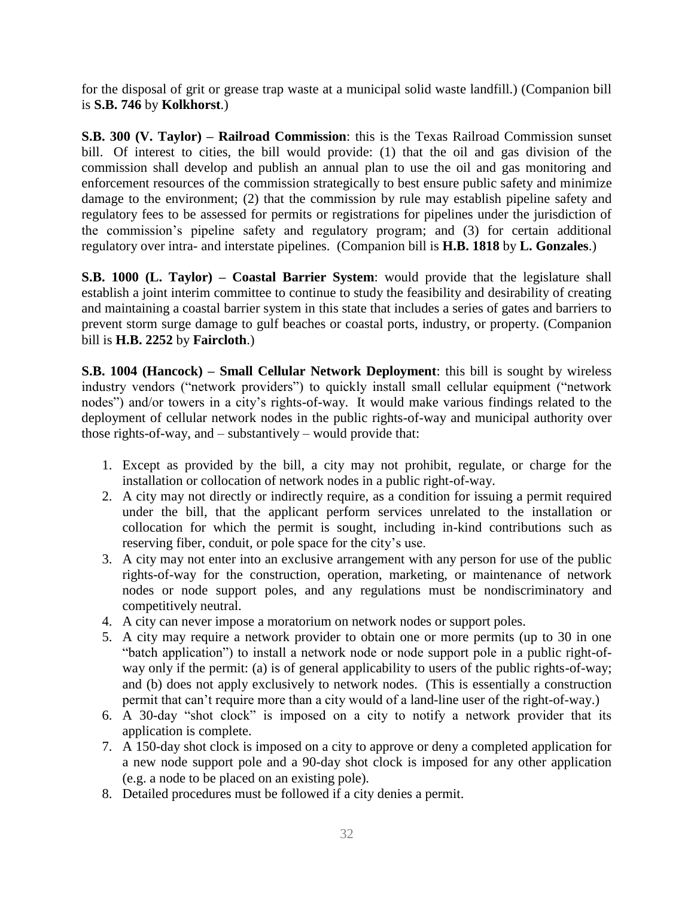for the disposal of grit or grease trap waste at a municipal solid waste landfill.) (Companion bill is **S.B. 746** by **Kolkhorst**.)

**S.B. 300 (V. Taylor) – Railroad Commission**: this is the Texas Railroad Commission sunset bill. Of interest to cities, the bill would provide: (1) that the oil and gas division of the commission shall develop and publish an annual plan to use the oil and gas monitoring and enforcement resources of the commission strategically to best ensure public safety and minimize damage to the environment; (2) that the commission by rule may establish pipeline safety and regulatory fees to be assessed for permits or registrations for pipelines under the jurisdiction of the commission's pipeline safety and regulatory program; and (3) for certain additional regulatory over intra- and interstate pipelines. (Companion bill is **H.B. 1818** by **L. Gonzales**.)

**S.B. 1000 (L. Taylor) – Coastal Barrier System**: would provide that the legislature shall establish a joint interim committee to continue to study the feasibility and desirability of creating and maintaining a coastal barrier system in this state that includes a series of gates and barriers to prevent storm surge damage to gulf beaches or coastal ports, industry, or property. (Companion bill is **H.B. 2252** by **Faircloth**.)

**S.B. 1004 (Hancock) – Small Cellular Network Deployment**: this bill is sought by wireless industry vendors ("network providers") to quickly install small cellular equipment ("network nodes") and/or towers in a city's rights-of-way. It would make various findings related to the deployment of cellular network nodes in the public rights-of-way and municipal authority over those rights-of-way, and – substantively – would provide that:

1. Except as provided by the bill, a city may not prohibit, regulate, or charge for the installation or collocation of network nodes in a public right-of-way.
2. A city may not directly or indirectly require, as a condition for issuing a permit required under the bill, that the applicant perform services unrelated to the installation or collocation for which the permit is sought, including in-kind contributions such as reserving fiber, conduit, or pole space for the city's use.
3. A city may not enter into an exclusive arrangement with any person for use of the public rights-of-way for the construction, operation, marketing, or maintenance of network nodes or node support poles, and any regulations must be nondiscriminatory and competitively neutral.
4. A city can never impose a moratorium on network nodes or support poles.
5. A city may require a network provider to obtain one or more permits (up to 30 in one "batch application") to install a network node or node support pole in a public right-of-way only if the permit: (a) is of general applicability to users of the public rights-of-way; and (b) does not apply exclusively to network nodes. (This is essentially a construction permit that can't require more than a city would of a land-line user of the right-of-way.)
6. A 30-day "shot clock" is imposed on a city to notify a network provider that its application is complete.
7. A 150-day shot clock is imposed on a city to approve or deny a completed application for a new node support pole and a 90-day shot clock is imposed for any other application (e.g. a node to be placed on an existing pole).
8. Detailed procedures must be followed if a city denies a permit.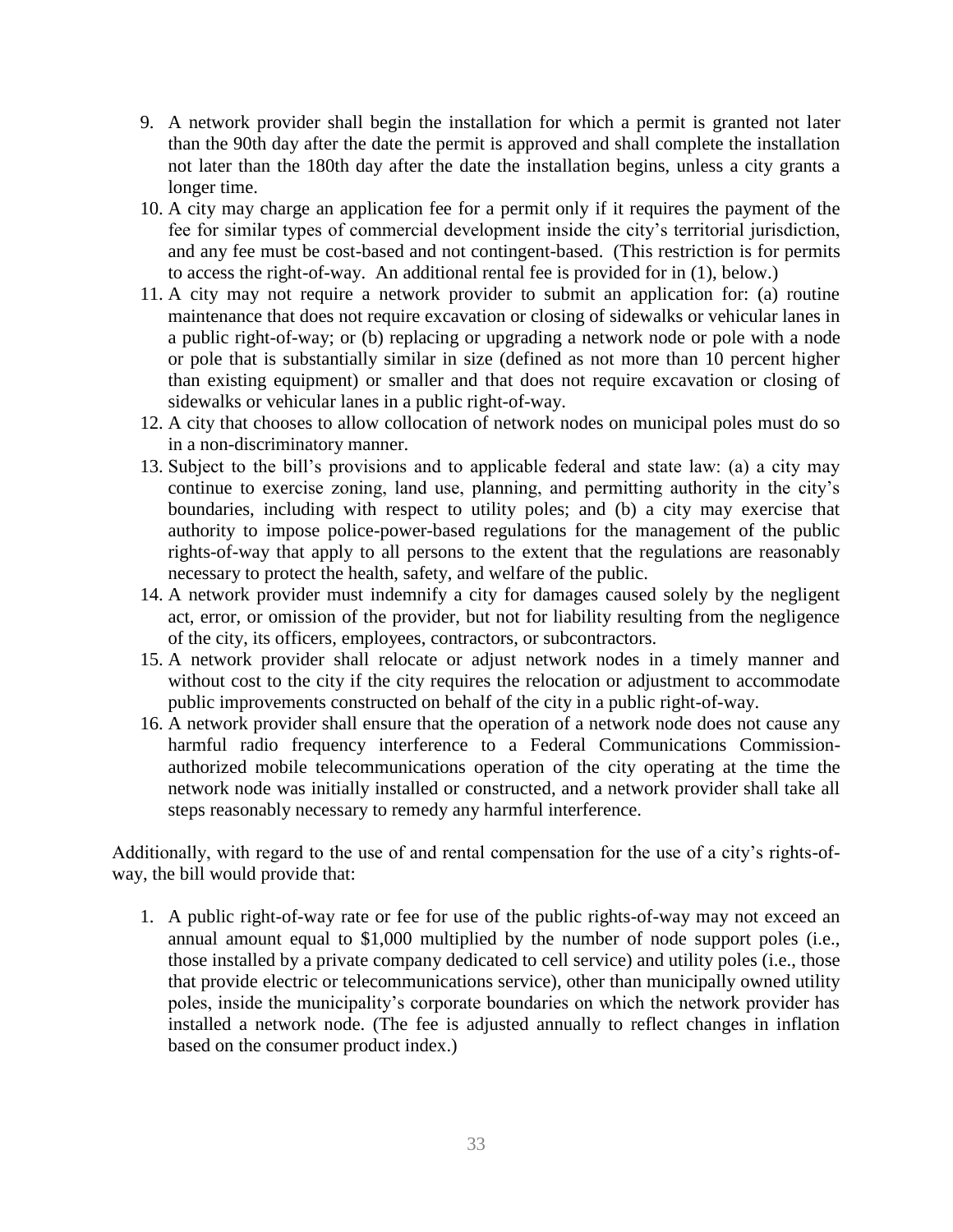9. A network provider shall begin the installation for which a permit is granted not later than the 90th day after the date the permit is approved and shall complete the installation not later than the 180th day after the date the installation begins, unless a city grants a longer time.
10. A city may charge an application fee for a permit only if it requires the payment of the fee for similar types of commercial development inside the city's territorial jurisdiction, and any fee must be cost-based and not contingent-based. (This restriction is for permits to access the right-of-way. An additional rental fee is provided for in (1), below.)
11. A city may not require a network provider to submit an application for: (a) routine maintenance that does not require excavation or closing of sidewalks or vehicular lanes in a public right-of-way; or (b) replacing or upgrading a network node or pole with a node or pole that is substantially similar in size (defined as not more than 10 percent higher than existing equipment) or smaller and that does not require excavation or closing of sidewalks or vehicular lanes in a public right-of-way.
12. A city that chooses to allow collocation of network nodes on municipal poles must do so in a non-discriminatory manner.
13. Subject to the bill's provisions and to applicable federal and state law: (a) a city may continue to exercise zoning, land use, planning, and permitting authority in the city's boundaries, including with respect to utility poles; and (b) a city may exercise that authority to impose police-power-based regulations for the management of the public rights-of-way that apply to all persons to the extent that the regulations are reasonably necessary to protect the health, safety, and welfare of the public.
14. A network provider must indemnify a city for damages caused solely by the negligent act, error, or omission of the provider, but not for liability resulting from the negligence of the city, its officers, employees, contractors, or subcontractors.
15. A network provider shall relocate or adjust network nodes in a timely manner and without cost to the city if the city requires the relocation or adjustment to accommodate public improvements constructed on behalf of the city in a public right-of-way.
16. A network provider shall ensure that the operation of a network node does not cause any harmful radio frequency interference to a Federal Communications Commission-authorized mobile telecommunications operation of the city operating at the time the network node was initially installed or constructed, and a network provider shall take all steps reasonably necessary to remedy any harmful interference.

Additionally, with regard to the use of and rental compensation for the use of a city's rights-of-way, the bill would provide that:

1. A public right-of-way rate or fee for use of the public rights-of-way may not exceed an annual amount equal to $1,000 multiplied by the number of node support poles (i.e., those installed by a private company dedicated to cell service) and utility poles (i.e., those that provide electric or telecommunications service), other than municipally owned utility poles, inside the municipality's corporate boundaries on which the network provider has installed a network node. (The fee is adjusted annually to reflect changes in inflation based on the consumer product index.)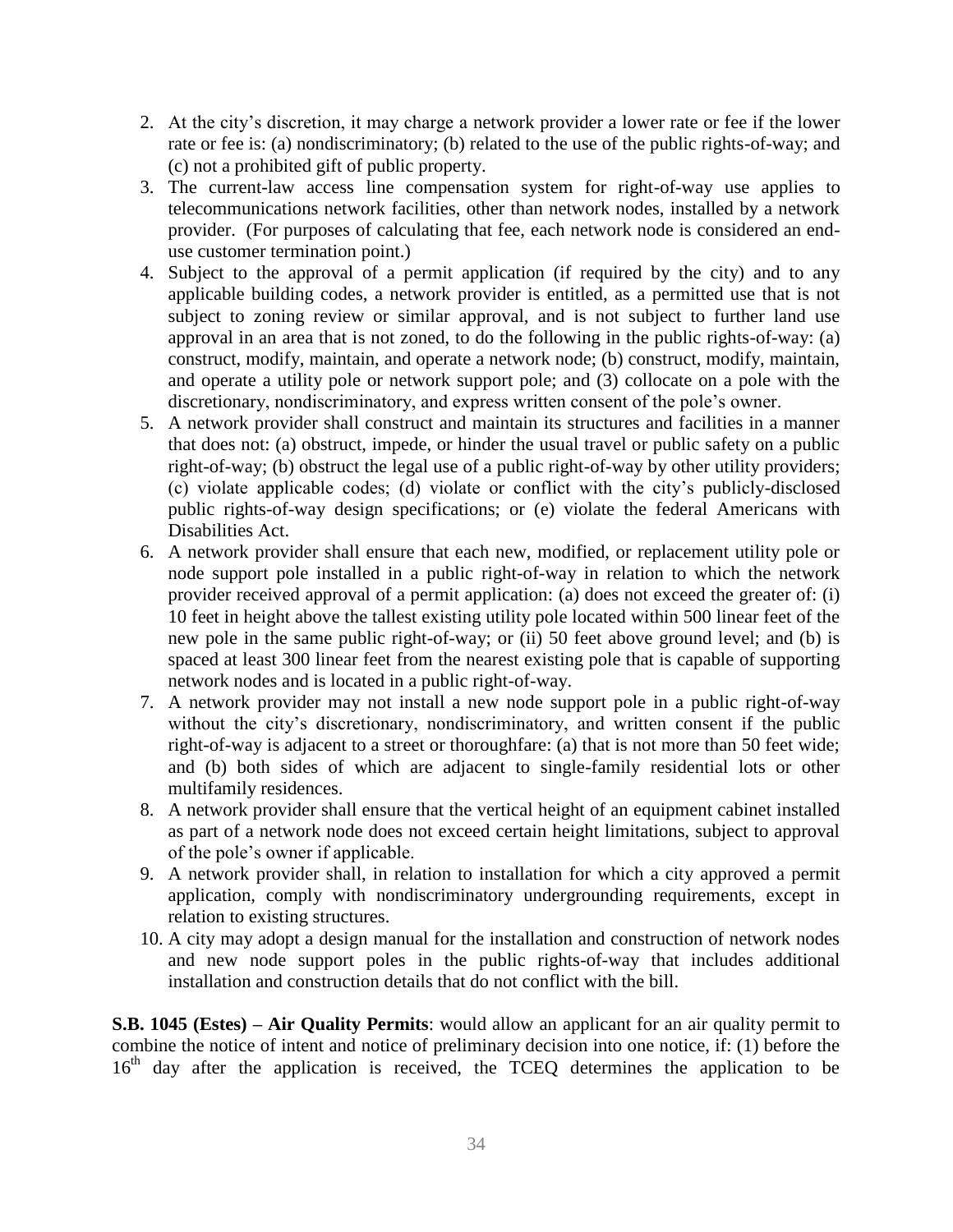2. At the city's discretion, it may charge a network provider a lower rate or fee if the lower rate or fee is: (a) nondiscriminatory; (b) related to the use of the public rights-of-way; and (c) not a prohibited gift of public property.
3. The current-law access line compensation system for right-of-way use applies to telecommunications network facilities, other than network nodes, installed by a network provider. (For purposes of calculating that fee, each network node is considered an end-use customer termination point.)
4. Subject to the approval of a permit application (if required by the city) and to any applicable building codes, a network provider is entitled, as a permitted use that is not subject to zoning review or similar approval, and is not subject to further land use approval in an area that is not zoned, to do the following in the public rights-of-way: (a) construct, modify, maintain, and operate a network node; (b) construct, modify, maintain, and operate a utility pole or network support pole; and (3) collocate on a pole with the discretionary, nondiscriminatory, and express written consent of the pole's owner.
5. A network provider shall construct and maintain its structures and facilities in a manner that does not: (a) obstruct, impede, or hinder the usual travel or public safety on a public right-of-way; (b) obstruct the legal use of a public right-of-way by other utility providers; (c) violate applicable codes; (d) violate or conflict with the city's publicly-disclosed public rights-of-way design specifications; or (e) violate the federal Americans with Disabilities Act.
6. A network provider shall ensure that each new, modified, or replacement utility pole or node support pole installed in a public right-of-way in relation to which the network provider received approval of a permit application: (a) does not exceed the greater of: (i) 10 feet in height above the tallest existing utility pole located within 500 linear feet of the new pole in the same public right-of-way; or (ii) 50 feet above ground level; and (b) is spaced at least 300 linear feet from the nearest existing pole that is capable of supporting network nodes and is located in a public right-of-way.
7. A network provider may not install a new node support pole in a public right-of-way without the city's discretionary, nondiscriminatory, and written consent if the public right-of-way is adjacent to a street or thoroughfare: (a) that is not more than 50 feet wide; and (b) both sides of which are adjacent to single-family residential lots or other multifamily residences.
8. A network provider shall ensure that the vertical height of an equipment cabinet installed as part of a network node does not exceed certain height limitations, subject to approval of the pole's owner if applicable.
9. A network provider shall, in relation to installation for which a city approved a permit application, comply with nondiscriminatory undergrounding requirements, except in relation to existing structures.
10. A city may adopt a design manual for the installation and construction of network nodes and new node support poles in the public rights-of-way that includes additional installation and construction details that do not conflict with the bill.

**S.B. 1045 (Estes) – Air Quality Permits**: would allow an applicant for an air quality permit to combine the notice of intent and notice of preliminary decision into one notice, if: (1) before the 16th day after the application is received, the TCEQ determines the application to be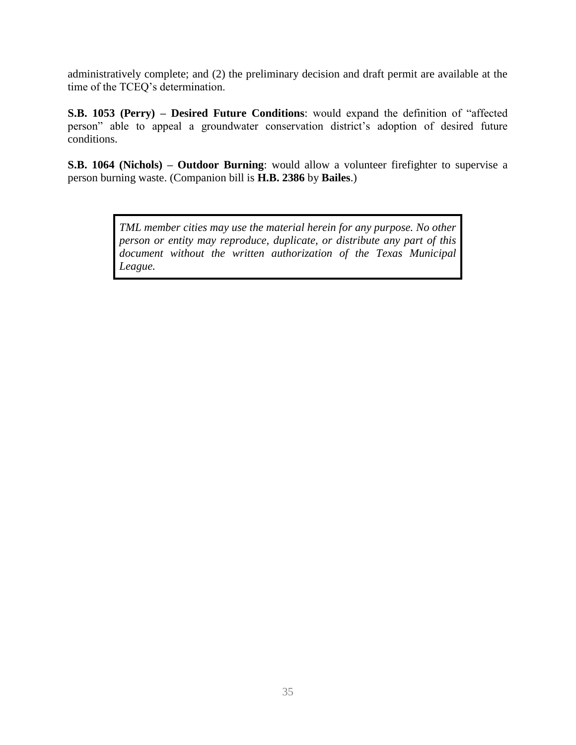administratively complete; and (2) the preliminary decision and draft permit are available at the time of the TCEQ's determination.

**S.B. 1053 (Perry) – Desired Future Conditions**: would expand the definition of "affected person" able to appeal a groundwater conservation district's adoption of desired future conditions.

**S.B. 1064 (Nichols) – Outdoor Burning**: would allow a volunteer firefighter to supervise a person burning waste. (Companion bill is **H.B. 2386** by **Bailes**.)

*TML member cities may use the material herein for any purpose. No other person or entity may reproduce, duplicate, or distribute any part of this document without the written authorization of the Texas Municipal League.*